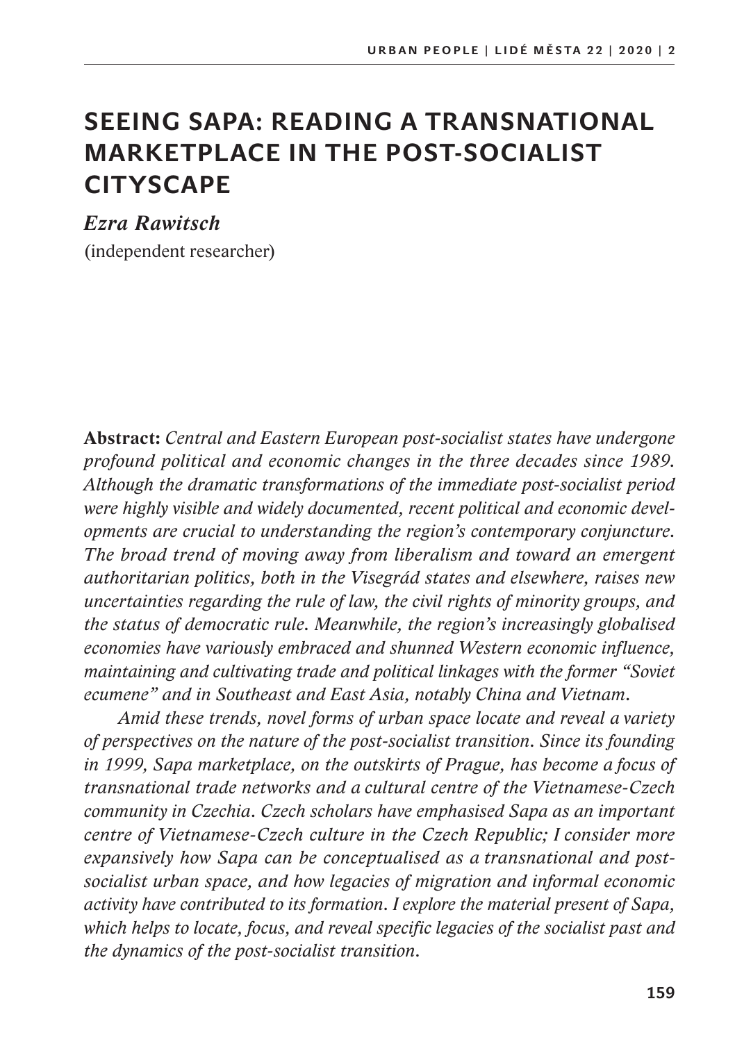# SEEING SAPA: READING A TRANSNATIONAL MARKETPLACE IN THE POST-SOCIALIST CITYSCAPE

***Ezra Rawitsch***

(independent researcher)

**Abstract:** *Central and Eastern European post-socialist states have undergone profound political and economic changes in the three decades since 1989. Although the dramatic transformations of the immediate post-socialist period were highly visible and widely documented, recent political and economic developments are crucial to understanding the region's contemporary conjuncture. The broad trend of moving away from liberalism and toward an emergent authoritarian politics, both in the Visegrád states and elsewhere, raises new uncertainties regarding the rule of law, the civil rights of minority groups, and the status of democratic rule. Meanwhile, the region's increasingly globalised economies have variously embraced and shunned Western economic influence, maintaining and cultivating trade and political linkages with the former "Soviet ecumene" and in Southeast and East Asia, notably China and Vietnam.*

*Amid these trends, novel forms of urban space locate and reveal a variety of perspectives on the nature of the post-socialist transition. Since its founding in 1999, Sapa marketplace, on the outskirts of Prague, has become a focus of transnational trade networks and a cultural centre of the Vietnamese-Czech community in Czechia. Czech scholars have emphasised Sapa as an important centre of Vietnamese-Czech culture in the Czech Republic; I consider more expansively how Sapa can be conceptualised as a transnational and post-socialist urban space, and how legacies of migration and informal economic activity have contributed to its formation. I explore the material present of Sapa, which helps to locate, focus, and reveal specific legacies of the socialist past and the dynamics of the post-socialist transition.*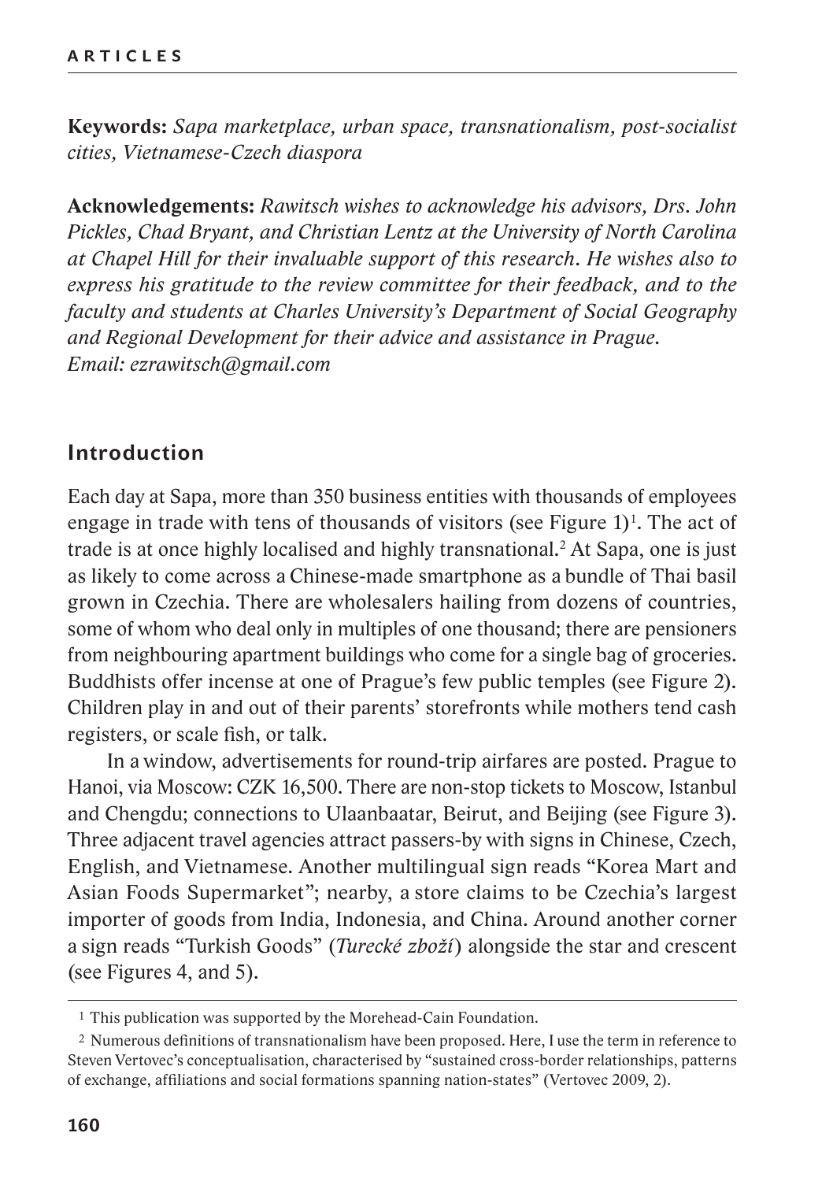**Keywords:** *Sapa marketplace, urban space, transnationalism, post-socialist cities, Vietnamese-Czech diaspora*

**Acknowledgements:** *Rawitsch wishes to acknowledge his advisors, Drs. John Pickles, Chad Bryant, and Christian Lentz at the University of North Carolina at Chapel Hill for their invaluable support of this research. He wishes also to express his gratitude to the review committee for their feedback, and to the faculty and students at Charles University's Department of Social Geography and Regional Development for their advice and assistance in Prague.*
*Email: ezrawitsch@gmail.com*

## Introduction

Each day at Sapa, more than 350 business entities with thousands of employees engage in trade with tens of thousands of visitors (see Figure 1)[1]. The act of trade is at once highly localised and highly transnational.[2] At Sapa, one is just as likely to come across a Chinese-made smartphone as a bundle of Thai basil grown in Czechia. There are wholesalers hailing from dozens of countries, some of whom who deal only in multiples of one thousand; there are pensioners from neighbouring apartment buildings who come for a single bag of groceries. Buddhists offer incense at one of Prague's few public temples (see Figure 2). Children play in and out of their parents' storefronts while mothers tend cash registers, or scale fish, or talk.

In a window, advertisements for round-trip airfares are posted. Prague to Hanoi, via Moscow: CZK 16,500. There are non-stop tickets to Moscow, Istanbul and Chengdu; connections to Ulaanbaatar, Beirut, and Beijing (see Figure 3). Three adjacent travel agencies attract passers-by with signs in Chinese, Czech, English, and Vietnamese. Another multilingual sign reads "Korea Mart and Asian Foods Supermarket"; nearby, a store claims to be Czechia's largest importer of goods from India, Indonesia, and China. Around another corner a sign reads "Turkish Goods" (*Turecké zboží*) alongside the star and crescent (see Figures 4, and 5).

---

[1] This publication was supported by the Morehead-Cain Foundation.

[2] Numerous definitions of transnationalism have been proposed. Here, I use the term in reference to Steven Vertovec's conceptualisation, characterised by "sustained cross-border relationships, patterns of exchange, affiliations and social formations spanning nation-states" (Vertovec 2009, 2).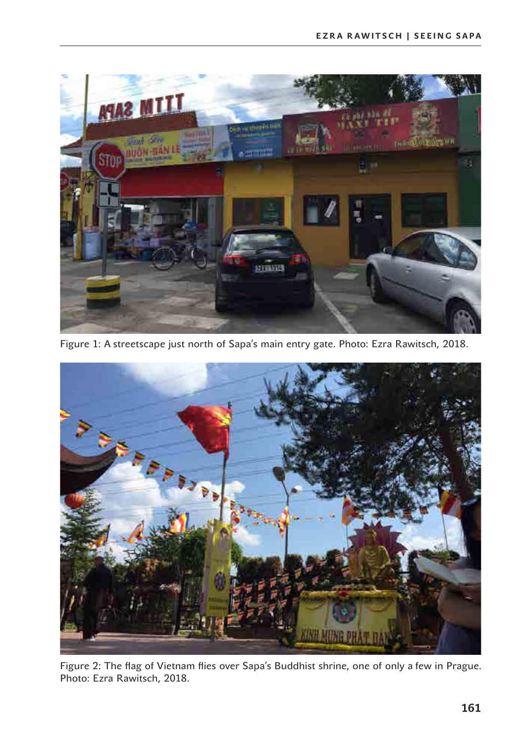Figure 1: A streetscape just north of Sapa's main entry gate. Photo: Ezra Rawitsch, 2018.

Figure 2: The flag of Vietnam flies over Sapa's Buddhist shrine, one of only a few in Prague. Photo: Ezra Rawitsch, 2018.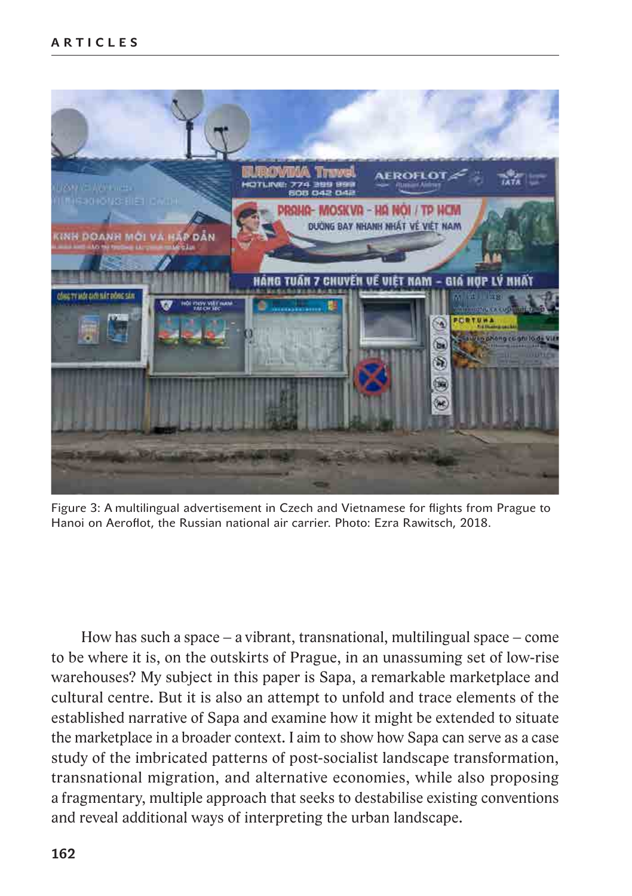Figure 3: A multilingual advertisement in Czech and Vietnamese for flights from Prague to Hanoi on Aeroflot, the Russian national air carrier. Photo: Ezra Rawitsch, 2018.

How has such a space – a vibrant, transnational, multilingual space – come to be where it is, on the outskirts of Prague, in an unassuming set of low-rise warehouses? My subject in this paper is Sapa, a remarkable marketplace and cultural centre. But it is also an attempt to unfold and trace elements of the established narrative of Sapa and examine how it might be extended to situate the marketplace in a broader context. I aim to show how Sapa can serve as a case study of the imbricated patterns of post-socialist landscape transformation, transnational migration, and alternative economies, while also proposing a fragmentary, multiple approach that seeks to destabilise existing conventions and reveal additional ways of interpreting the urban landscape.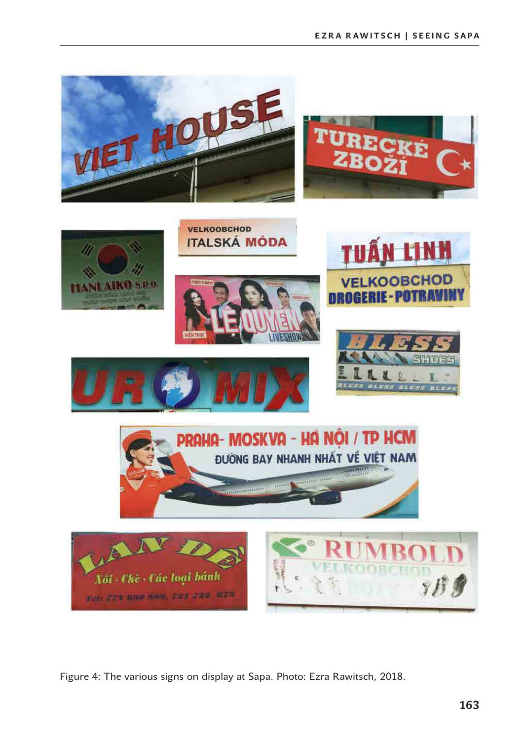Figure 4: The various signs on display at Sapa. Photo: Ezra Rawitsch, 2018.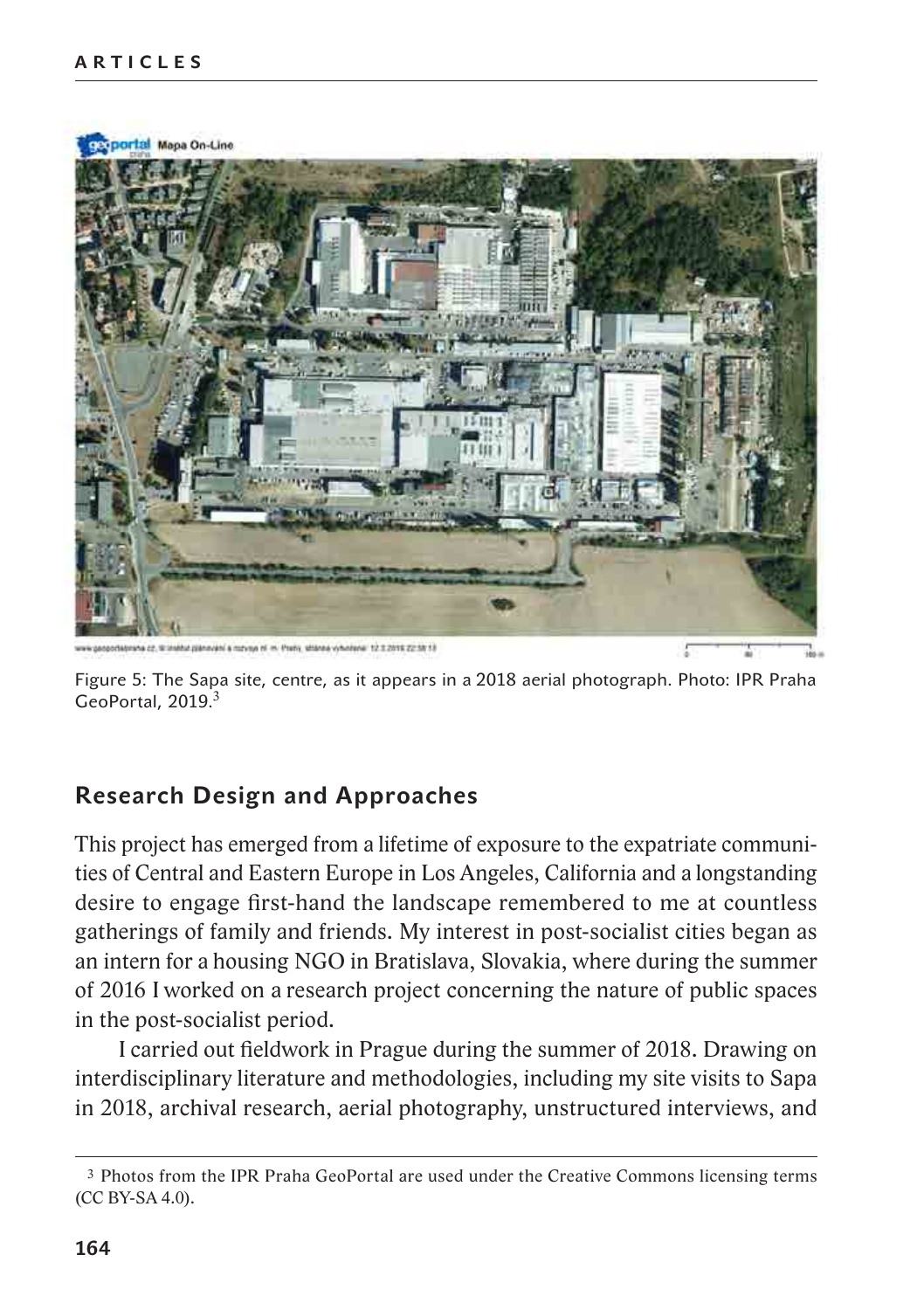Figure 5: The Sapa site, centre, as it appears in a 2018 aerial photograph. Photo: IPR Praha GeoPortal, 2019.[3]

## Research Design and Approaches

This project has emerged from a lifetime of exposure to the expatriate communities of Central and Eastern Europe in Los Angeles, California and a longstanding desire to engage first-hand the landscape remembered to me at countless gatherings of family and friends. My interest in post-socialist cities began as an intern for a housing NGO in Bratislava, Slovakia, where during the summer of 2016 I worked on a research project concerning the nature of public spaces in the post-socialist period.

I carried out fieldwork in Prague during the summer of 2018. Drawing on interdisciplinary literature and methodologies, including my site visits to Sapa in 2018, archival research, aerial photography, unstructured interviews, and

---

[3] Photos from the IPR Praha GeoPortal are used under the Creative Commons licensing terms (CC BY-SA 4.0).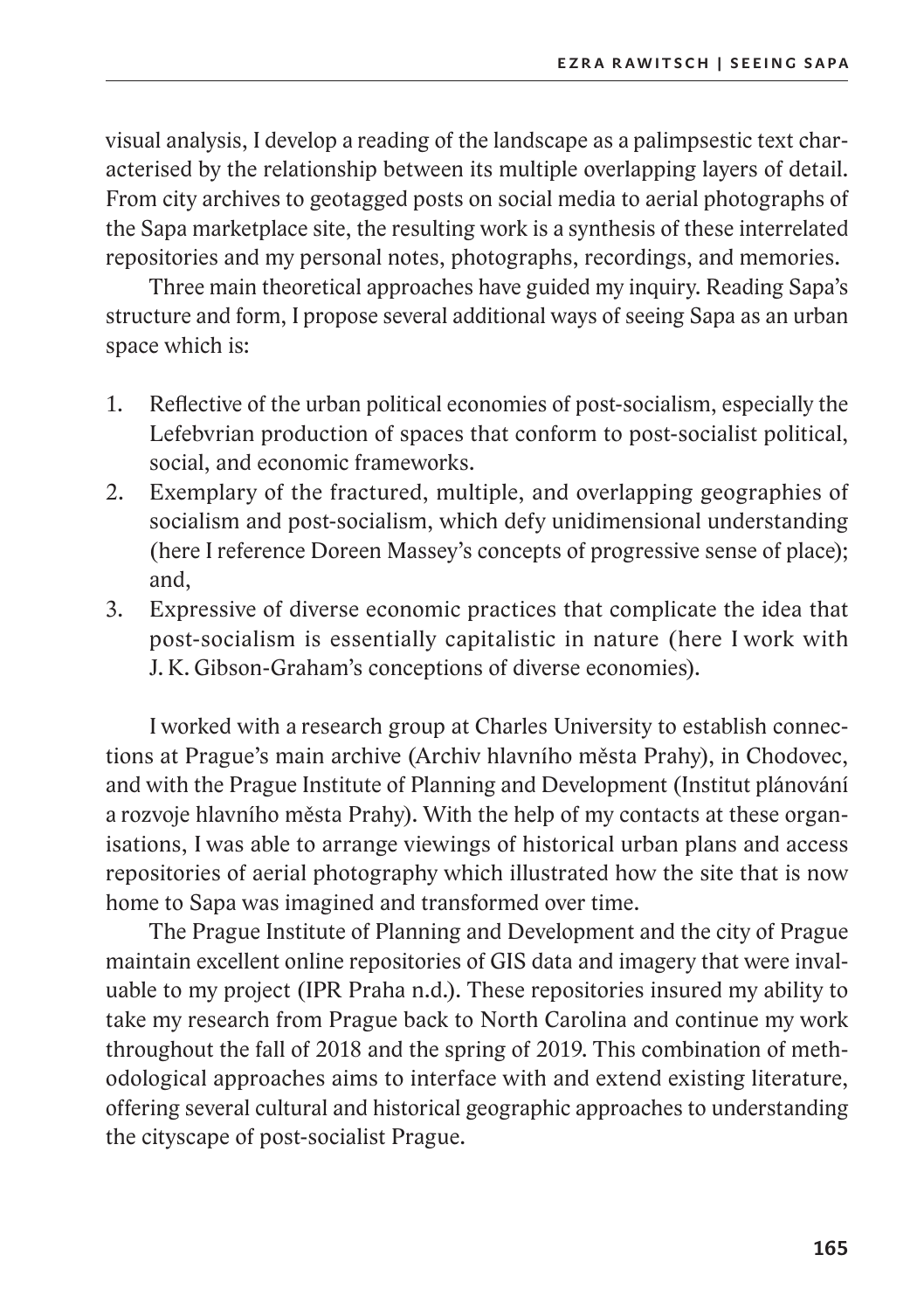visual analysis, I develop a reading of the landscape as a palimpsestic text characterised by the relationship between its multiple overlapping layers of detail. From city archives to geotagged posts on social media to aerial photographs of the Sapa marketplace site, the resulting work is a synthesis of these interrelated repositories and my personal notes, photographs, recordings, and memories.

Three main theoretical approaches have guided my inquiry. Reading Sapa's structure and form, I propose several additional ways of seeing Sapa as an urban space which is:

1. Reflective of the urban political economies of post-socialism, especially the Lefebvrian production of spaces that conform to post-socialist political, social, and economic frameworks.
2. Exemplary of the fractured, multiple, and overlapping geographies of socialism and post-socialism, which defy unidimensional understanding (here I reference Doreen Massey's concepts of progressive sense of place); and,
3. Expressive of diverse economic practices that complicate the idea that post-socialism is essentially capitalistic in nature (here I work with J. K. Gibson-Graham's conceptions of diverse economies).

I worked with a research group at Charles University to establish connections at Prague's main archive (Archiv hlavního města Prahy), in Chodovec, and with the Prague Institute of Planning and Development (Institut plánování a rozvoje hlavního města Prahy). With the help of my contacts at these organisations, I was able to arrange viewings of historical urban plans and access repositories of aerial photography which illustrated how the site that is now home to Sapa was imagined and transformed over time.

The Prague Institute of Planning and Development and the city of Prague maintain excellent online repositories of GIS data and imagery that were invaluable to my project (IPR Praha n.d.). These repositories insured my ability to take my research from Prague back to North Carolina and continue my work throughout the fall of 2018 and the spring of 2019. This combination of methodological approaches aims to interface with and extend existing literature, offering several cultural and historical geographic approaches to understanding the cityscape of post-socialist Prague.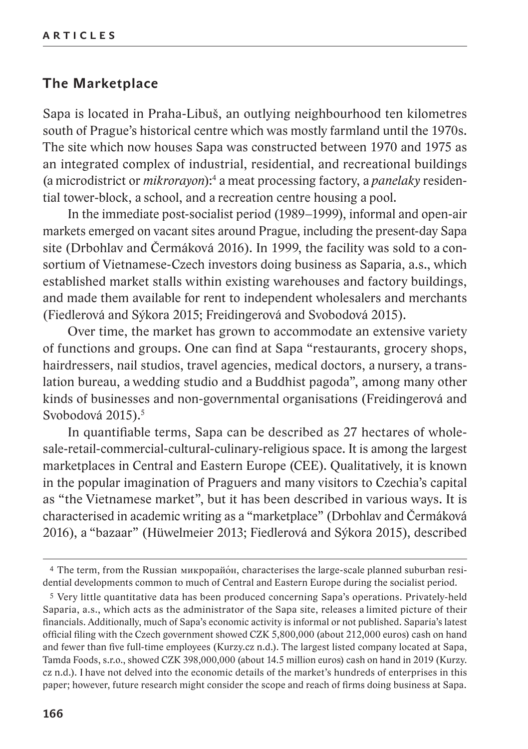## The Marketplace

Sapa is located in Praha-Libuš, an outlying neighbourhood ten kilometres south of Prague's historical centre which was mostly farmland until the 1970s. The site which now houses Sapa was constructed between 1970 and 1975 as an integrated complex of industrial, residential, and recreational buildings (a microdistrict or *mikrorayon*):[4] a meat processing factory, a *panelaky* residential tower-block, a school, and a recreation centre housing a pool.

In the immediate post-socialist period (1989–1999), informal and open-air markets emerged on vacant sites around Prague, including the present-day Sapa site (Drbohlav and Čermáková 2016). In 1999, the facility was sold to a consortium of Vietnamese-Czech investors doing business as Saparia, a.s., which established market stalls within existing warehouses and factory buildings, and made them available for rent to independent wholesalers and merchants (Fiedlerová and Sýkora 2015; Freidingerová and Svobodová 2015).

Over time, the market has grown to accommodate an extensive variety of functions and groups. One can find at Sapa "restaurants, grocery shops, hairdressers, nail studios, travel agencies, medical doctors, a nursery, a translation bureau, a wedding studio and a Buddhist pagoda", among many other kinds of businesses and non-governmental organisations (Freidingerová and Svobodová 2015).[5]

In quantifiable terms, Sapa can be described as 27 hectares of wholesale-retail-commercial-cultural-culinary-religious space. It is among the largest marketplaces in Central and Eastern Europe (CEE). Qualitatively, it is known in the popular imagination of Praguers and many visitors to Czechia's capital as "the Vietnamese market", but it has been described in various ways. It is characterised in academic writing as a "marketplace" (Drbohlav and Čermáková 2016), a "bazaar" (Hüwelmeier 2013; Fiedlerová and Sýkora 2015), described

[4] The term, from the Russian микрорайо́н, characterises the large-scale planned suburban residential developments common to much of Central and Eastern Europe during the socialist period.

[5] Very little quantitative data has been produced concerning Sapa's operations. Privately-held Saparia, a.s., which acts as the administrator of the Sapa site, releases a limited picture of their financials. Additionally, much of Sapa's economic activity is informal or not published. Saparia's latest official filing with the Czech government showed CZK 5,800,000 (about 212,000 euros) cash on hand and fewer than five full-time employees (Kurzy.cz n.d.). The largest listed company located at Sapa, Tamda Foods, s.r.o., showed CZK 398,000,000 (about 14.5 million euros) cash on hand in 2019 (Kurzy.cz n.d.). I have not delved into the economic details of the market's hundreds of enterprises in this paper; however, future research might consider the scope and reach of firms doing business at Sapa.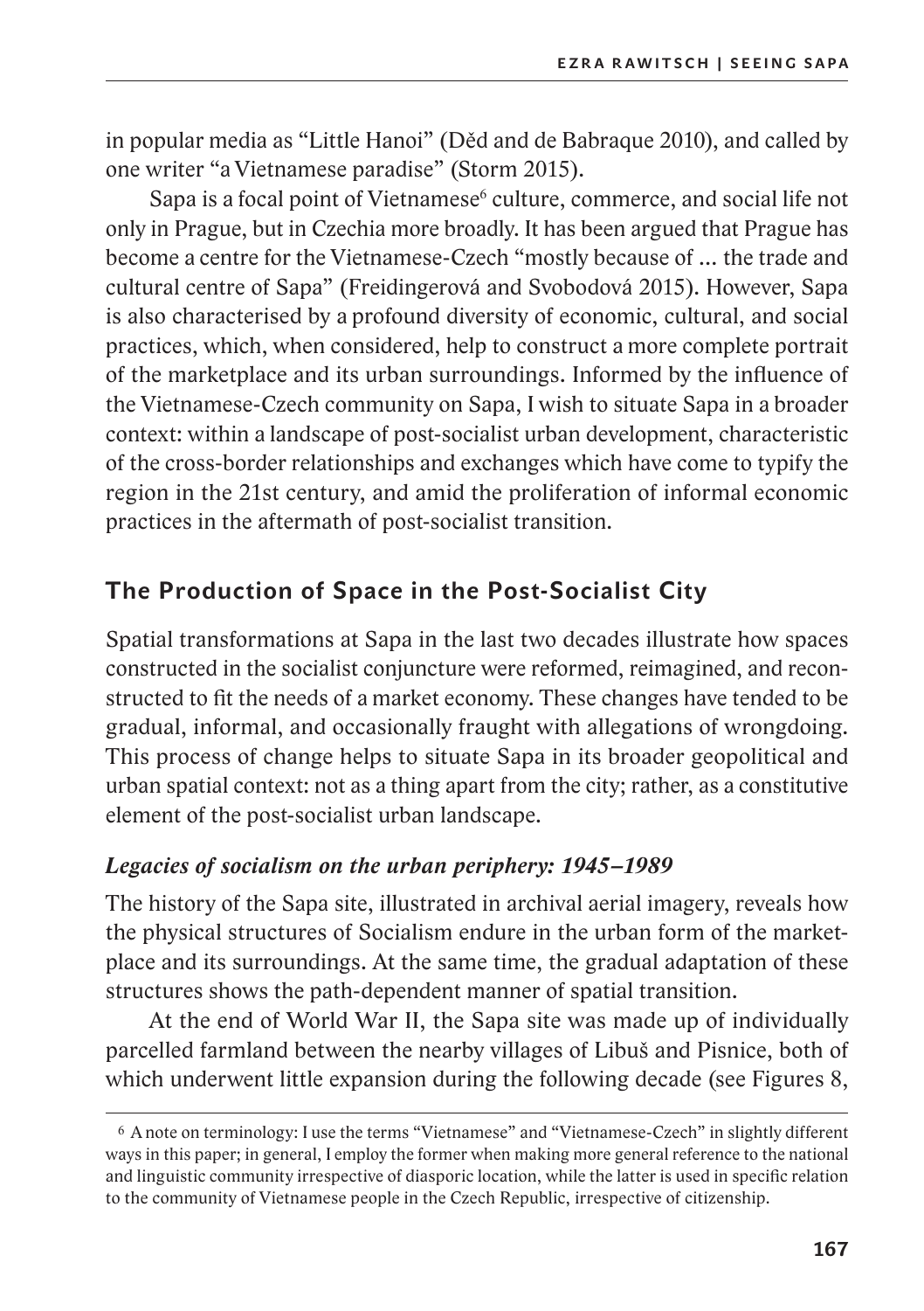in popular media as "Little Hanoi" (Děd and de Babraque 2010), and called by one writer "a Vietnamese paradise" (Storm 2015).

Sapa is a focal point of Vietnamese[6] culture, commerce, and social life not only in Prague, but in Czechia more broadly. It has been argued that Prague has become a centre for the Vietnamese-Czech "mostly because of … the trade and cultural centre of Sapa" (Freidingerová and Svobodová 2015). However, Sapa is also characterised by a profound diversity of economic, cultural, and social practices, which, when considered, help to construct a more complete portrait of the marketplace and its urban surroundings. Informed by the influence of the Vietnamese-Czech community on Sapa, I wish to situate Sapa in a broader context: within a landscape of post-socialist urban development, characteristic of the cross-border relationships and exchanges which have come to typify the region in the 21st century, and amid the proliferation of informal economic practices in the aftermath of post-socialist transition.

## The Production of Space in the Post-Socialist City

Spatial transformations at Sapa in the last two decades illustrate how spaces constructed in the socialist conjuncture were reformed, reimagined, and reconstructed to fit the needs of a market economy. These changes have tended to be gradual, informal, and occasionally fraught with allegations of wrongdoing. This process of change helps to situate Sapa in its broader geopolitical and urban spatial context: not as a thing apart from the city; rather, as a constitutive element of the post-socialist urban landscape.

### *Legacies of socialism on the urban periphery: 1945–1989*

The history of the Sapa site, illustrated in archival aerial imagery, reveals how the physical structures of Socialism endure in the urban form of the marketplace and its surroundings. At the same time, the gradual adaptation of these structures shows the path-dependent manner of spatial transition.

At the end of World War II, the Sapa site was made up of individually parcelled farmland between the nearby villages of Libuš and Pisnice, both of which underwent little expansion during the following decade (see Figures 8,

[6] A note on terminology: I use the terms "Vietnamese" and "Vietnamese-Czech" in slightly different ways in this paper; in general, I employ the former when making more general reference to the national and linguistic community irrespective of diasporic location, while the latter is used in specific relation to the community of Vietnamese people in the Czech Republic, irrespective of citizenship.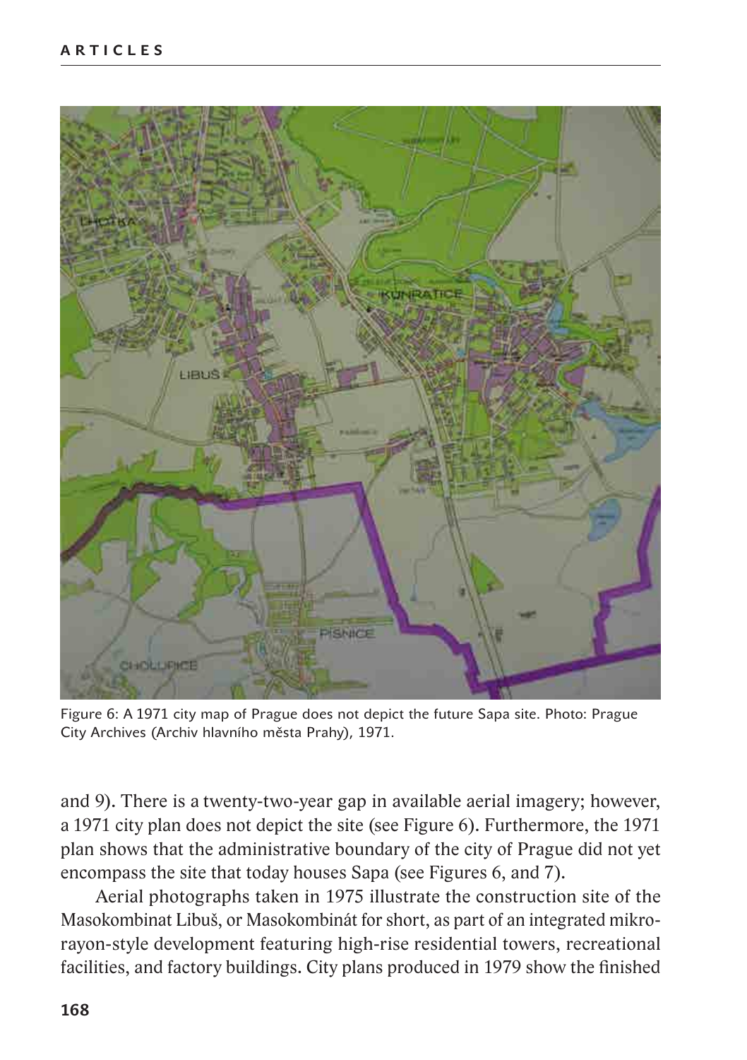Figure 6: A 1971 city map of Prague does not depict the future Sapa site. Photo: Prague City Archives (Archiv hlavního města Prahy), 1971.

and 9). There is a twenty-two-year gap in available aerial imagery; however, a 1971 city plan does not depict the site (see Figure 6). Furthermore, the 1971 plan shows that the administrative boundary of the city of Prague did not yet encompass the site that today houses Sapa (see Figures 6, and 7).

Aerial photographs taken in 1975 illustrate the construction site of the Masokombinat Libuš, or Masokombinát for short, as part of an integrated mikrorayon-style development featuring high-rise residential towers, recreational facilities, and factory buildings. City plans produced in 1979 show the finished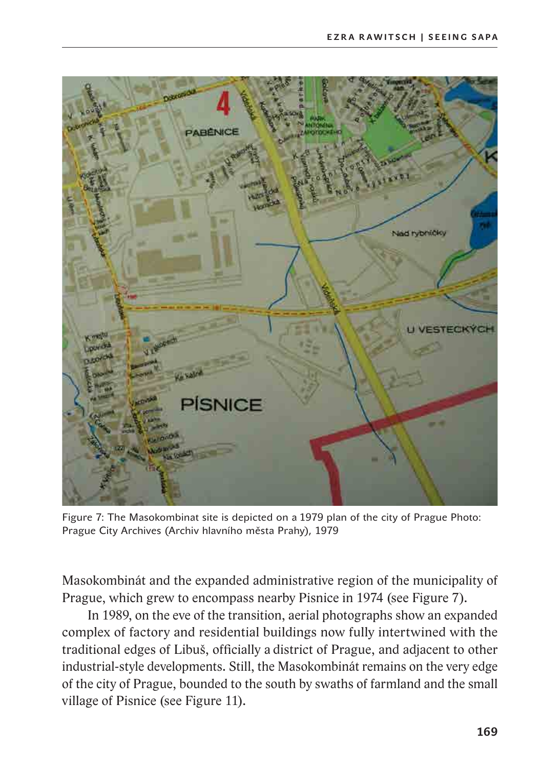Figure 7: The Masokombinat site is depicted on a 1979 plan of the city of Prague Photo: Prague City Archives (Archiv hlavního města Prahy), 1979

Masokombinát and the expanded administrative region of the municipality of Prague, which grew to encompass nearby Pisnice in 1974 (see Figure 7).

In 1989, on the eve of the transition, aerial photographs show an expanded complex of factory and residential buildings now fully intertwined with the traditional edges of Libuš, officially a district of Prague, and adjacent to other industrial-style developments. Still, the Masokombinát remains on the very edge of the city of Prague, bounded to the south by swaths of farmland and the small village of Pisnice (see Figure 11).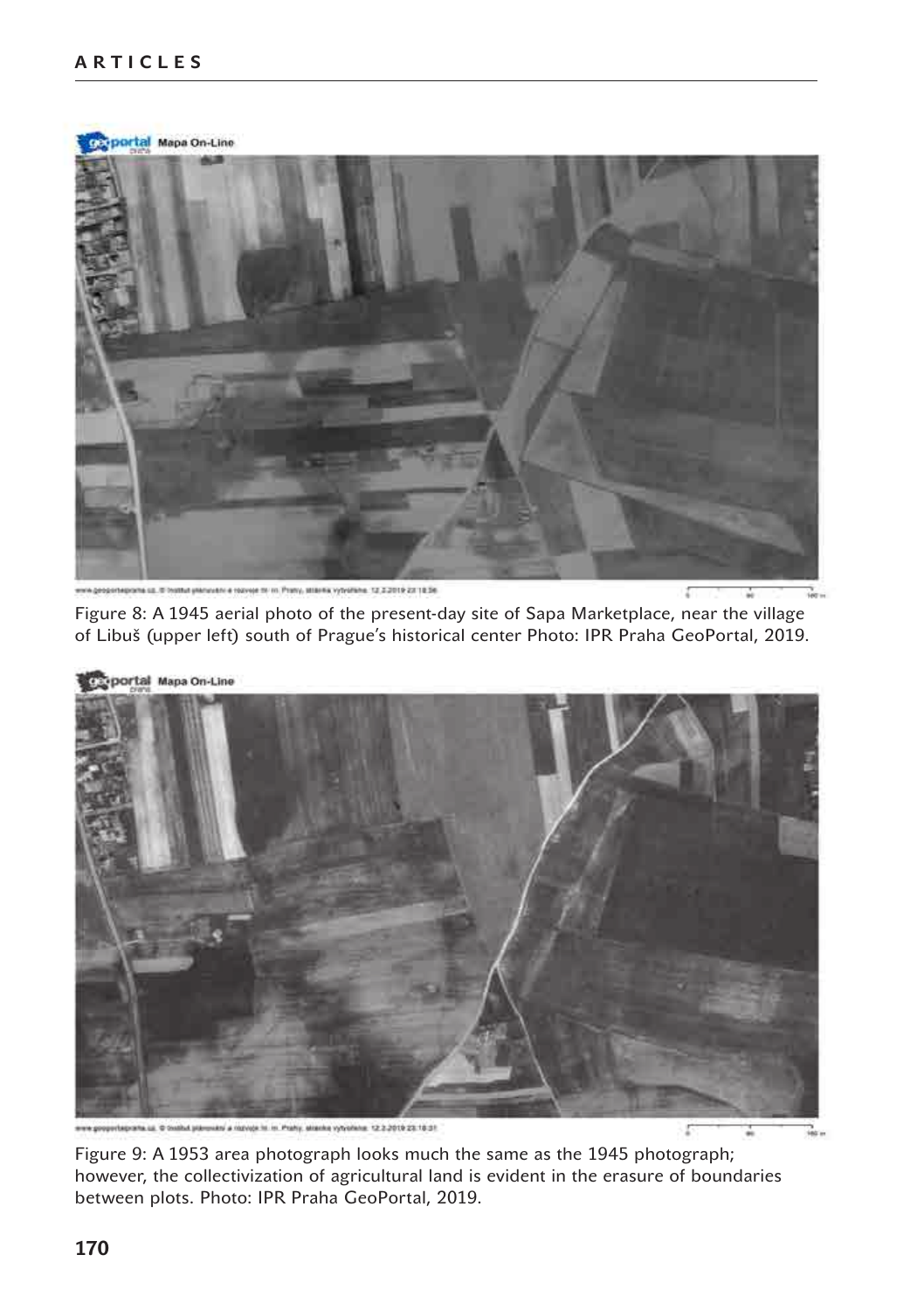Figure 8: A 1945 aerial photo of the present-day site of Sapa Marketplace, near the village of Libuš (upper left) south of Prague's historical center Photo: IPR Praha GeoPortal, 2019.

Figure 9: A 1953 area photograph looks much the same as the 1945 photograph; however, the collectivization of agricultural land is evident in the erasure of boundaries between plots. Photo: IPR Praha GeoPortal, 2019.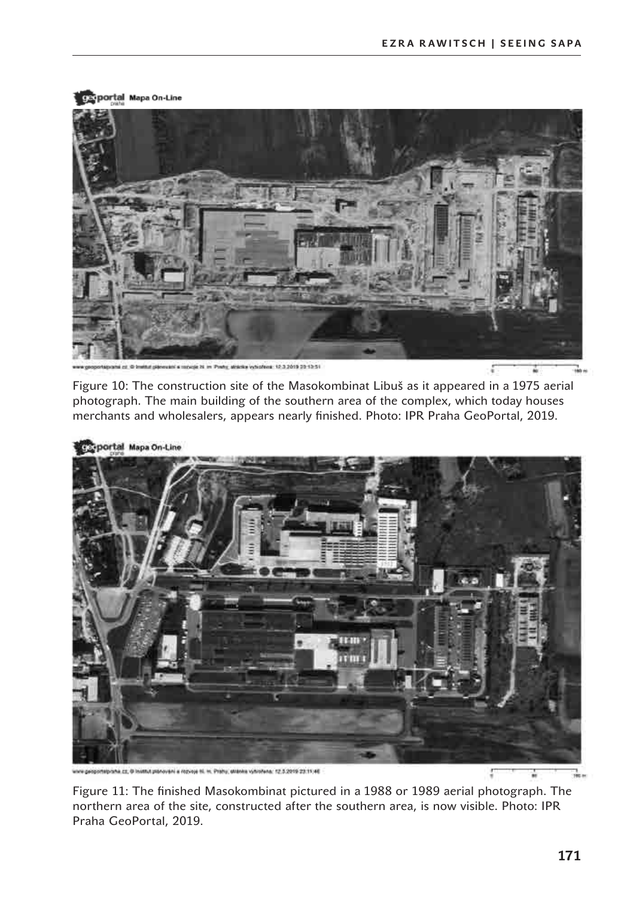Figure 10: The construction site of the Masokombinat Libuš as it appeared in a 1975 aerial photograph. The main building of the southern area of the complex, which today houses merchants and wholesalers, appears nearly finished. Photo: IPR Praha GeoPortal, 2019.

Figure 11: The finished Masokombinat pictured in a 1988 or 1989 aerial photograph. The northern area of the site, constructed after the southern area, is now visible. Photo: IPR Praha GeoPortal, 2019.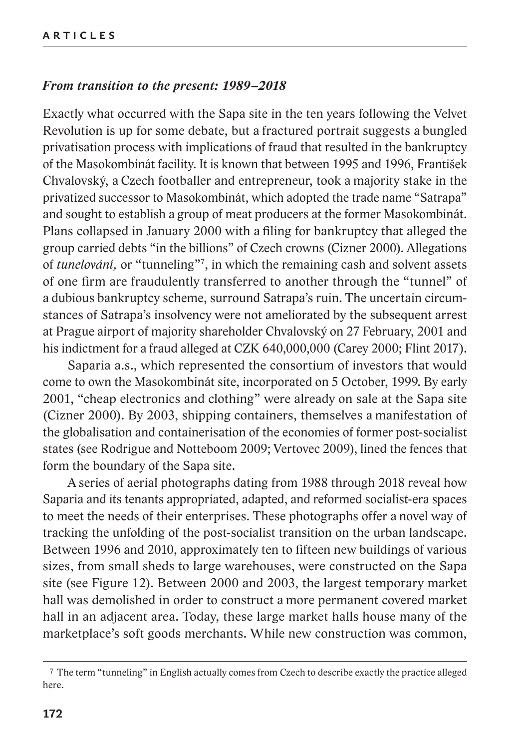### *From transition to the present: 1989–2018*

Exactly what occurred with the Sapa site in the ten years following the Velvet Revolution is up for some debate, but a fractured portrait suggests a bungled privatisation process with implications of fraud that resulted in the bankruptcy of the Masokombinát facility. It is known that between 1995 and 1996, František Chvalovský, a Czech footballer and entrepreneur, took a majority stake in the privatized successor to Masokombinát, which adopted the trade name "Satrapa" and sought to establish a group of meat producers at the former Masokombinát. Plans collapsed in January 2000 with a filing for bankruptcy that alleged the group carried debts "in the billions" of Czech crowns (Cizner 2000). Allegations of *tunelování,* or "tunneling"[7], in which the remaining cash and solvent assets of one firm are fraudulently transferred to another through the "tunnel" of a dubious bankruptcy scheme, surround Satrapa's ruin. The uncertain circumstances of Satrapa's insolvency were not ameliorated by the subsequent arrest at Prague airport of majority shareholder Chvalovský on 27 February, 2001 and his indictment for a fraud alleged at CZK 640,000,000 (Carey 2000; Flint 2017).

Saparia a.s., which represented the consortium of investors that would come to own the Masokombinát site, incorporated on 5 October, 1999. By early 2001, "cheap electronics and clothing" were already on sale at the Sapa site (Cizner 2000). By 2003, shipping containers, themselves a manifestation of the globalisation and containerisation of the economies of former post-socialist states (see Rodrigue and Notteboom 2009; Vertovec 2009), lined the fences that form the boundary of the Sapa site.

A series of aerial photographs dating from 1988 through 2018 reveal how Saparia and its tenants appropriated, adapted, and reformed socialist-era spaces to meet the needs of their enterprises. These photographs offer a novel way of tracking the unfolding of the post-socialist transition on the urban landscape. Between 1996 and 2010, approximately ten to fifteen new buildings of various sizes, from small sheds to large warehouses, were constructed on the Sapa site (see Figure 12). Between 2000 and 2003, the largest temporary market hall was demolished in order to construct a more permanent covered market hall in an adjacent area. Today, these large market halls house many of the marketplace's soft goods merchants. While new construction was common,

[7] The term "tunneling" in English actually comes from Czech to describe exactly the practice alleged here.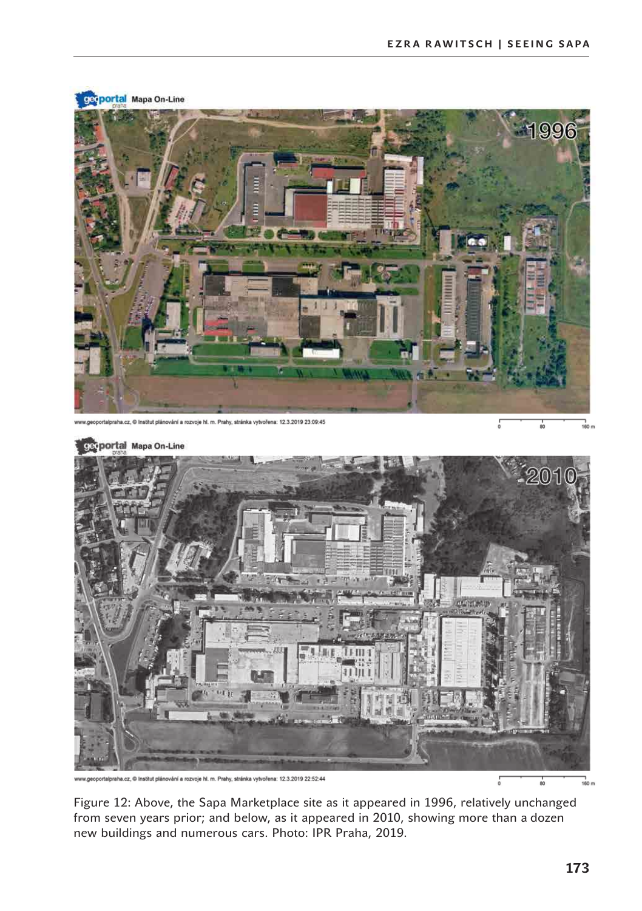Figure 12: Above, the Sapa Marketplace site as it appeared in 1996, relatively unchanged from seven years prior; and below, as it appeared in 2010, showing more than a dozen new buildings and numerous cars. Photo: IPR Praha, 2019.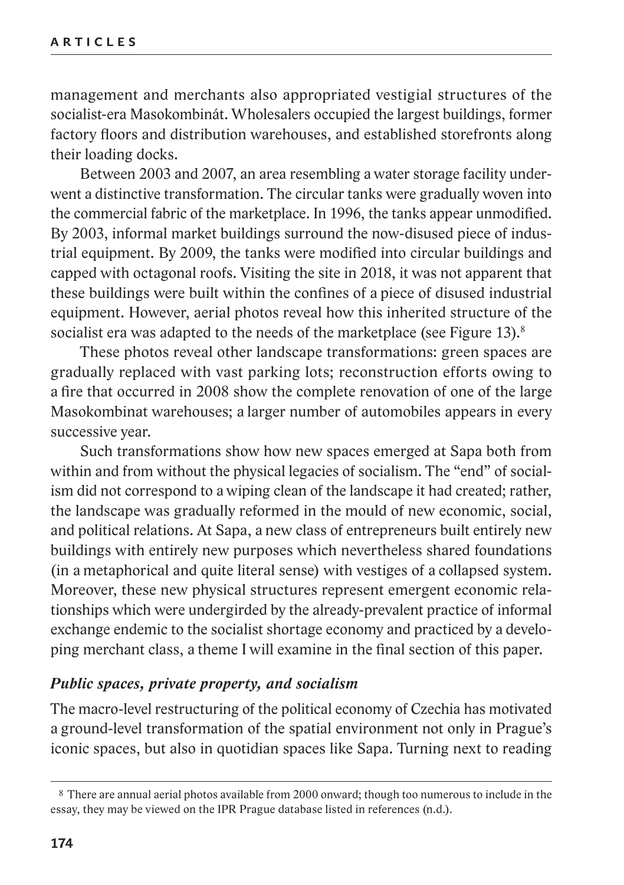management and merchants also appropriated vestigial structures of the socialist-era Masokombinát. Wholesalers occupied the largest buildings, former factory floors and distribution warehouses, and established storefronts along their loading docks.

Between 2003 and 2007, an area resembling a water storage facility underwent a distinctive transformation. The circular tanks were gradually woven into the commercial fabric of the marketplace. In 1996, the tanks appear unmodified. By 2003, informal market buildings surround the now-disused piece of industrial equipment. By 2009, the tanks were modified into circular buildings and capped with octagonal roofs. Visiting the site in 2018, it was not apparent that these buildings were built within the confines of a piece of disused industrial equipment. However, aerial photos reveal how this inherited structure of the socialist era was adapted to the needs of the marketplace (see Figure 13).[8]

These photos reveal other landscape transformations: green spaces are gradually replaced with vast parking lots; reconstruction efforts owing to a fire that occurred in 2008 show the complete renovation of one of the large Masokombinat warehouses; a larger number of automobiles appears in every successive year.

Such transformations show how new spaces emerged at Sapa both from within and from without the physical legacies of socialism. The "end" of socialism did not correspond to a wiping clean of the landscape it had created; rather, the landscape was gradually reformed in the mould of new economic, social, and political relations. At Sapa, a new class of entrepreneurs built entirely new buildings with entirely new purposes which nevertheless shared foundations (in a metaphorical and quite literal sense) with vestiges of a collapsed system. Moreover, these new physical structures represent emergent economic relationships which were undergirded by the already-prevalent practice of informal exchange endemic to the socialist shortage economy and practiced by a developing merchant class, a theme I will examine in the final section of this paper.

### *Public spaces, private property, and socialism*

The macro-level restructuring of the political economy of Czechia has motivated a ground-level transformation of the spatial environment not only in Prague's iconic spaces, but also in quotidian spaces like Sapa. Turning next to reading

[8] There are annual aerial photos available from 2000 onward; though too numerous to include in the essay, they may be viewed on the IPR Prague database listed in references (n.d.).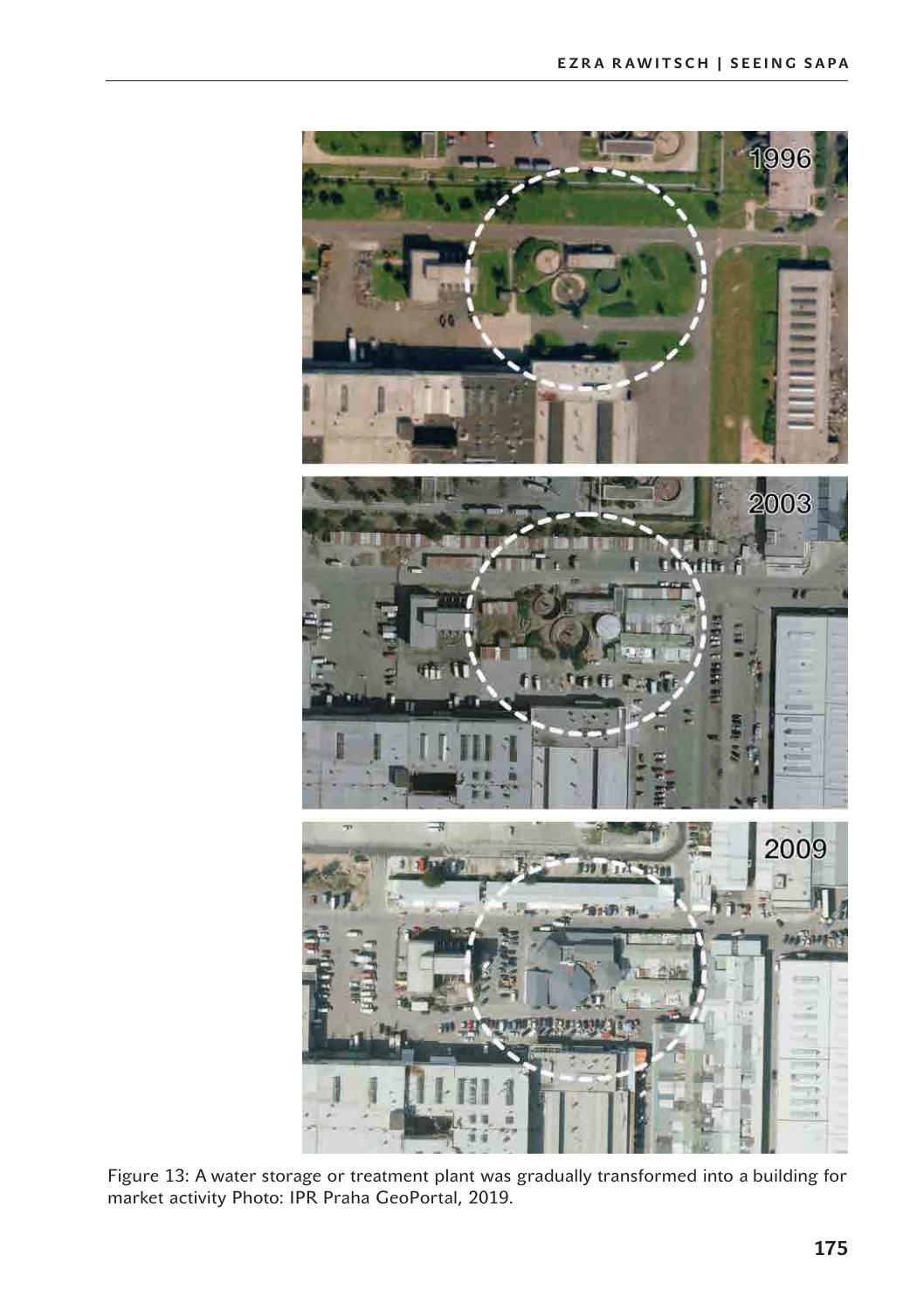Figure 13: A water storage or treatment plant was gradually transformed into a building for market activity Photo: IPR Praha GeoPortal, 2019.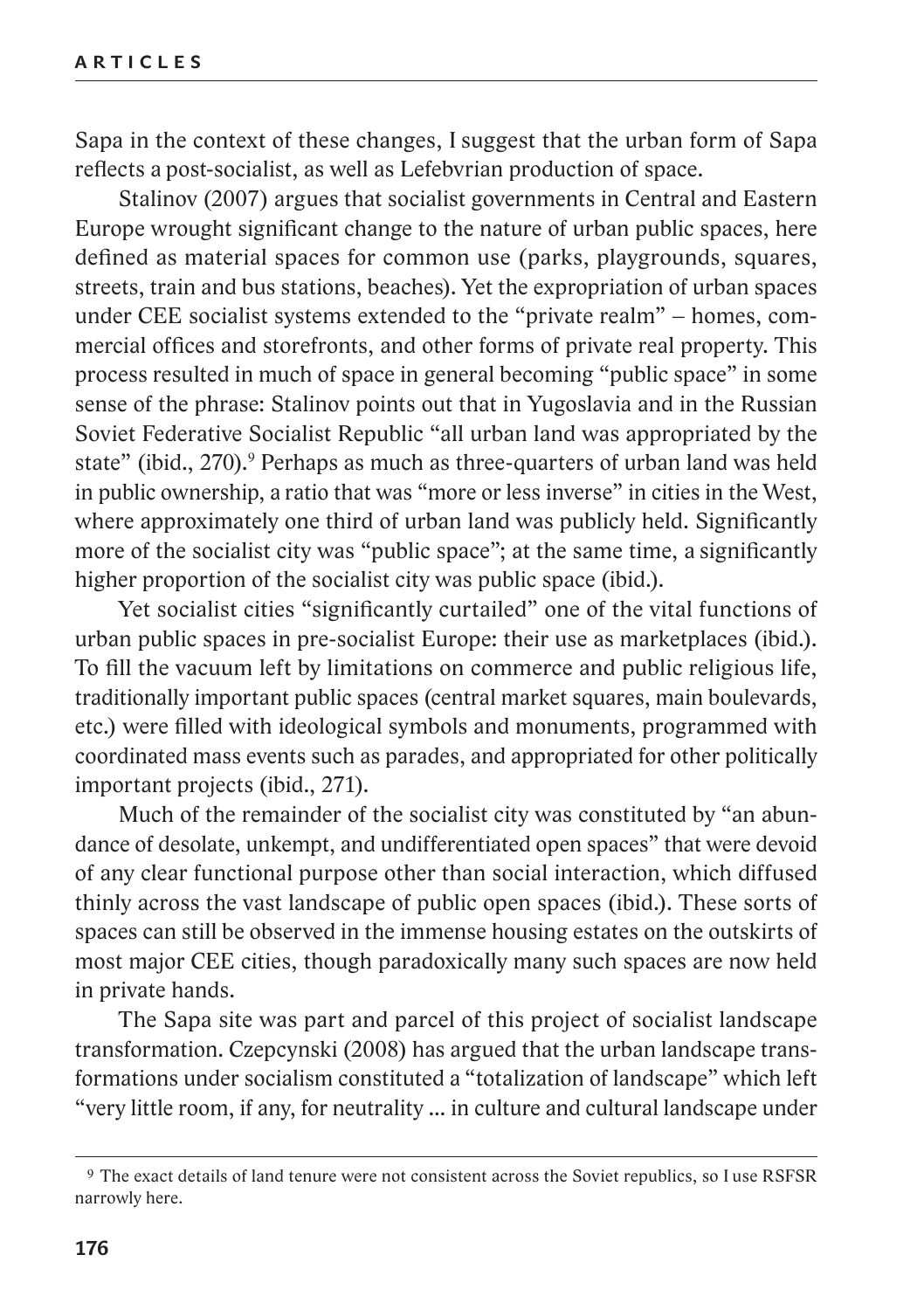Sapa in the context of these changes, I suggest that the urban form of Sapa reflects a post-socialist, as well as Lefebvrian production of space.

Stalinov (2007) argues that socialist governments in Central and Eastern Europe wrought significant change to the nature of urban public spaces, here defined as material spaces for common use (parks, playgrounds, squares, streets, train and bus stations, beaches). Yet the expropriation of urban spaces under CEE socialist systems extended to the "private realm" – homes, commercial offices and storefronts, and other forms of private real property. This process resulted in much of space in general becoming "public space" in some sense of the phrase: Stalinov points out that in Yugoslavia and in the Russian Soviet Federative Socialist Republic "all urban land was appropriated by the state" (ibid., 270).[9] Perhaps as much as three-quarters of urban land was held in public ownership, a ratio that was "more or less inverse" in cities in the West, where approximately one third of urban land was publicly held. Significantly more of the socialist city was "public space"; at the same time, a significantly higher proportion of the socialist city was public space (ibid.).

Yet socialist cities "significantly curtailed" one of the vital functions of urban public spaces in pre-socialist Europe: their use as marketplaces (ibid.). To fill the vacuum left by limitations on commerce and public religious life, traditionally important public spaces (central market squares, main boulevards, etc.) were filled with ideological symbols and monuments, programmed with coordinated mass events such as parades, and appropriated for other politically important projects (ibid., 271).

Much of the remainder of the socialist city was constituted by "an abundance of desolate, unkempt, and undifferentiated open spaces" that were devoid of any clear functional purpose other than social interaction, which diffused thinly across the vast landscape of public open spaces (ibid.). These sorts of spaces can still be observed in the immense housing estates on the outskirts of most major CEE cities, though paradoxically many such spaces are now held in private hands.

The Sapa site was part and parcel of this project of socialist landscape transformation. Czepcynski (2008) has argued that the urban landscape transformations under socialism constituted a "totalization of landscape" which left "very little room, if any, for neutrality ... in culture and cultural landscape under

[9] The exact details of land tenure were not consistent across the Soviet republics, so I use RSFSR narrowly here.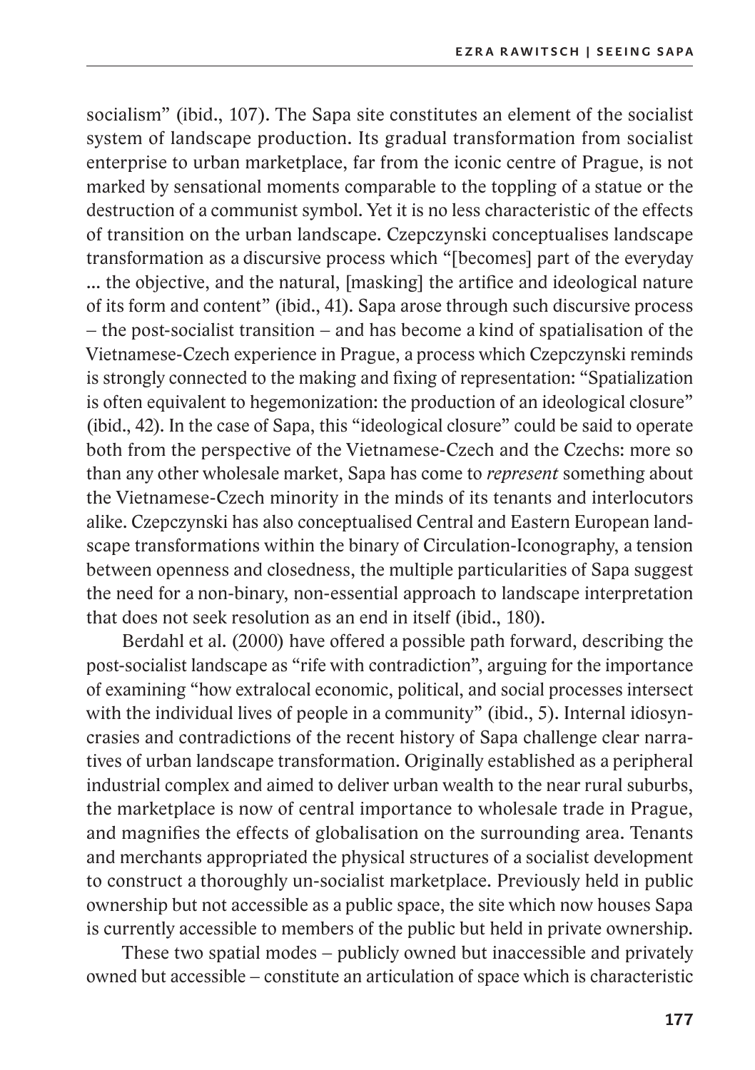socialism" (ibid., 107). The Sapa site constitutes an element of the socialist system of landscape production. Its gradual transformation from socialist enterprise to urban marketplace, far from the iconic centre of Prague, is not marked by sensational moments comparable to the toppling of a statue or the destruction of a communist symbol. Yet it is no less characteristic of the effects of transition on the urban landscape. Czepczynski conceptualises landscape transformation as a discursive process which "[becomes] part of the everyday ... the objective, and the natural, [masking] the artifice and ideological nature of its form and content" (ibid., 41). Sapa arose through such discursive process – the post-socialist transition – and has become a kind of spatialisation of the Vietnamese-Czech experience in Prague, a process which Czepczynski reminds is strongly connected to the making and fixing of representation: "Spatialization is often equivalent to hegemonization: the production of an ideological closure" (ibid., 42). In the case of Sapa, this "ideological closure" could be said to operate both from the perspective of the Vietnamese-Czech and the Czechs: more so than any other wholesale market, Sapa has come to *represent* something about the Vietnamese-Czech minority in the minds of its tenants and interlocutors alike. Czepczynski has also conceptualised Central and Eastern European landscape transformations within the binary of Circulation-Iconography, a tension between openness and closedness, the multiple particularities of Sapa suggest the need for a non-binary, non-essential approach to landscape interpretation that does not seek resolution as an end in itself (ibid., 180).

Berdahl et al. (2000) have offered a possible path forward, describing the post-socialist landscape as "rife with contradiction", arguing for the importance of examining "how extralocal economic, political, and social processes intersect with the individual lives of people in a community" (ibid., 5). Internal idiosyncrasies and contradictions of the recent history of Sapa challenge clear narratives of urban landscape transformation. Originally established as a peripheral industrial complex and aimed to deliver urban wealth to the near rural suburbs, the marketplace is now of central importance to wholesale trade in Prague, and magnifies the effects of globalisation on the surrounding area. Tenants and merchants appropriated the physical structures of a socialist development to construct a thoroughly un-socialist marketplace. Previously held in public ownership but not accessible as a public space, the site which now houses Sapa is currently accessible to members of the public but held in private ownership.

These two spatial modes – publicly owned but inaccessible and privately owned but accessible – constitute an articulation of space which is characteristic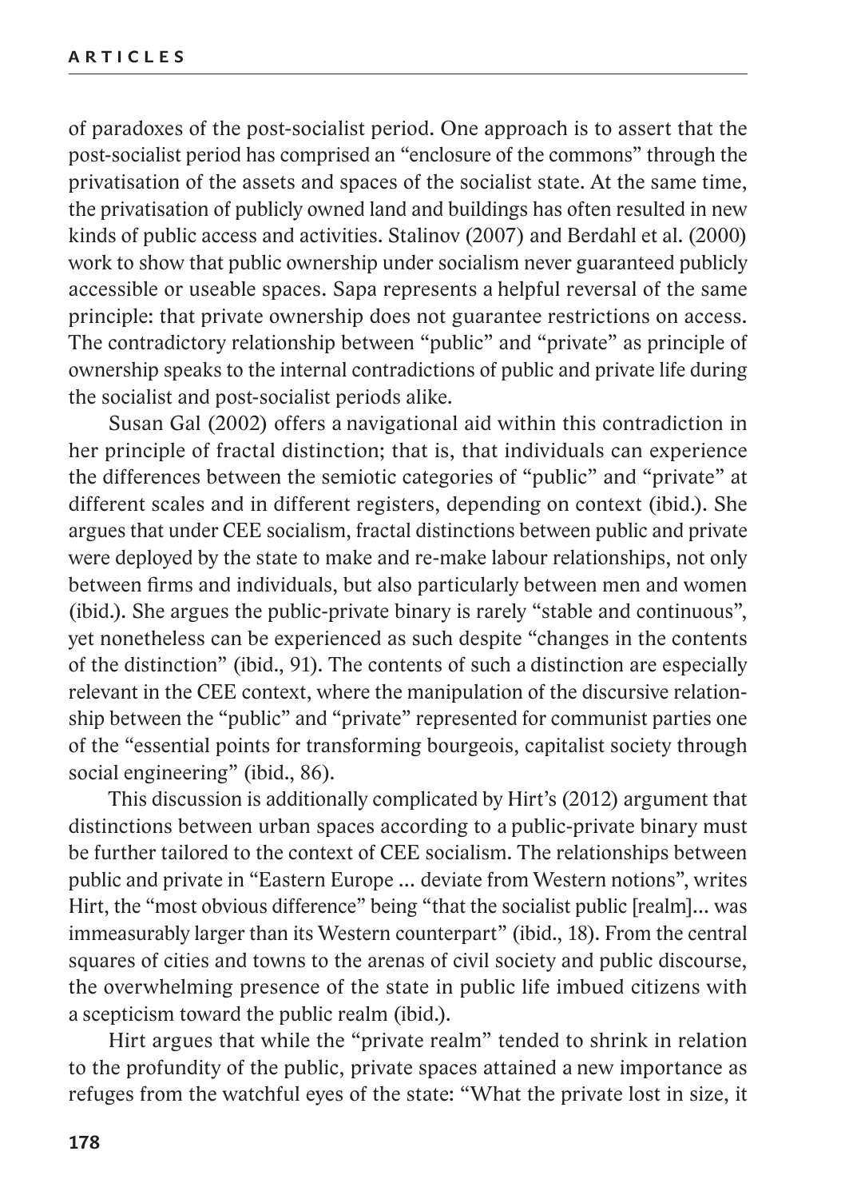of paradoxes of the post-socialist period. One approach is to assert that the post-socialist period has comprised an "enclosure of the commons" through the privatisation of the assets and spaces of the socialist state. At the same time, the privatisation of publicly owned land and buildings has often resulted in new kinds of public access and activities. Stalinov (2007) and Berdahl et al. (2000) work to show that public ownership under socialism never guaranteed publicly accessible or useable spaces. Sapa represents a helpful reversal of the same principle: that private ownership does not guarantee restrictions on access. The contradictory relationship between "public" and "private" as principle of ownership speaks to the internal contradictions of public and private life during the socialist and post-socialist periods alike.

Susan Gal (2002) offers a navigational aid within this contradiction in her principle of fractal distinction; that is, that individuals can experience the differences between the semiotic categories of "public" and "private" at different scales and in different registers, depending on context (ibid.). She argues that under CEE socialism, fractal distinctions between public and private were deployed by the state to make and re-make labour relationships, not only between firms and individuals, but also particularly between men and women (ibid.). She argues the public-private binary is rarely "stable and continuous", yet nonetheless can be experienced as such despite "changes in the contents of the distinction" (ibid., 91). The contents of such a distinction are especially relevant in the CEE context, where the manipulation of the discursive relationship between the "public" and "private" represented for communist parties one of the "essential points for transforming bourgeois, capitalist society through social engineering" (ibid., 86).

This discussion is additionally complicated by Hirt's (2012) argument that distinctions between urban spaces according to a public-private binary must be further tailored to the context of CEE socialism. The relationships between public and private in "Eastern Europe … deviate from Western notions", writes Hirt, the "most obvious difference" being "that the socialist public [realm]… was immeasurably larger than its Western counterpart" (ibid., 18). From the central squares of cities and towns to the arenas of civil society and public discourse, the overwhelming presence of the state in public life imbued citizens with a scepticism toward the public realm (ibid.).

Hirt argues that while the "private realm" tended to shrink in relation to the profundity of the public, private spaces attained a new importance as refuges from the watchful eyes of the state: "What the private lost in size, it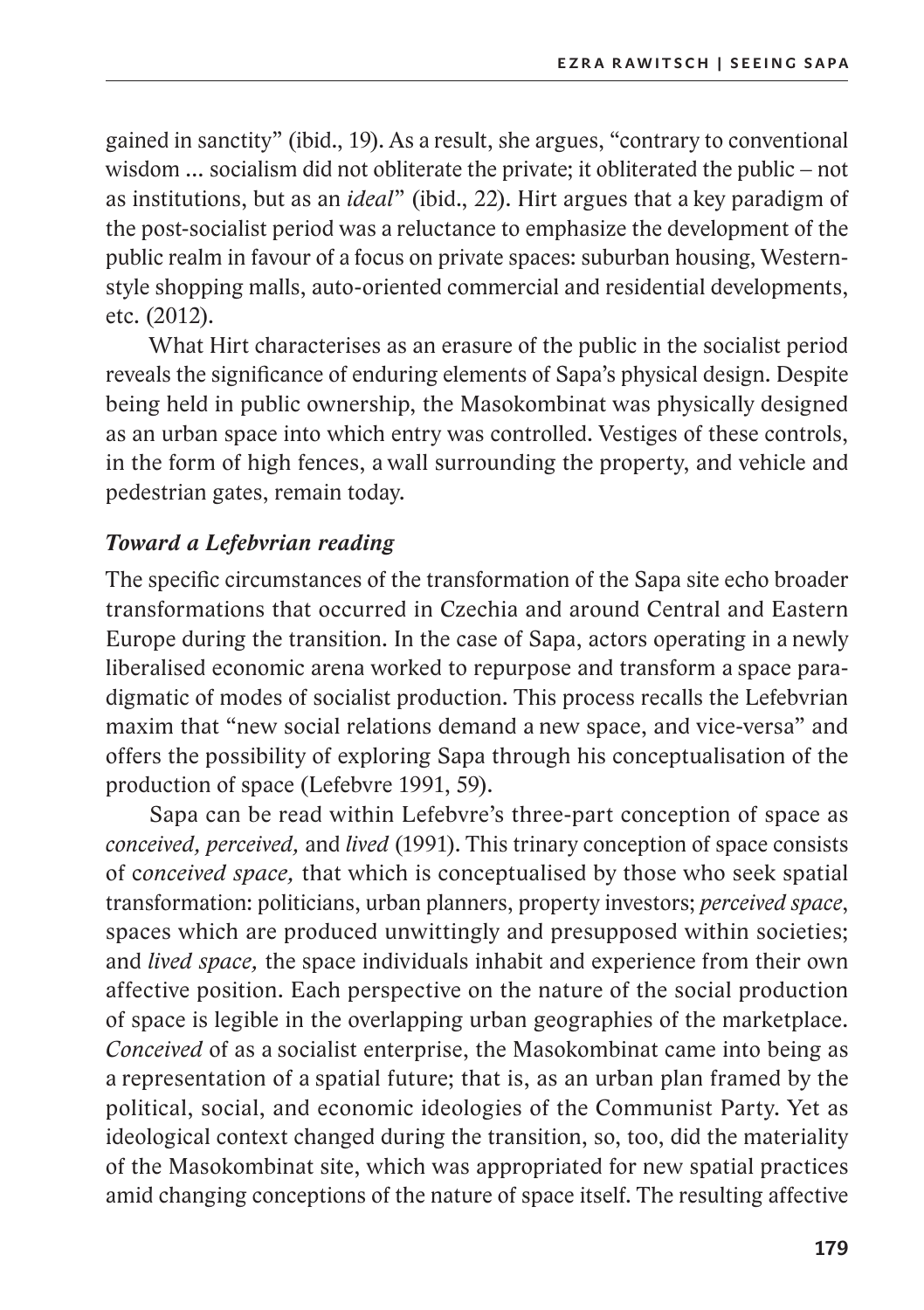gained in sanctity" (ibid., 19). As a result, she argues, "contrary to conventional wisdom ... socialism did not obliterate the private; it obliterated the public – not as institutions, but as an *ideal*" (ibid., 22). Hirt argues that a key paradigm of the post-socialist period was a reluctance to emphasize the development of the public realm in favour of a focus on private spaces: suburban housing, Western-style shopping malls, auto-oriented commercial and residential developments, etc. (2012).

What Hirt characterises as an erasure of the public in the socialist period reveals the significance of enduring elements of Sapa's physical design. Despite being held in public ownership, the Masokombinat was physically designed as an urban space into which entry was controlled. Vestiges of these controls, in the form of high fences, a wall surrounding the property, and vehicle and pedestrian gates, remain today.

### *Toward a Lefebvrian reading*

The specific circumstances of the transformation of the Sapa site echo broader transformations that occurred in Czechia and around Central and Eastern Europe during the transition. In the case of Sapa, actors operating in a newly liberalised economic arena worked to repurpose and transform a space paradigmatic of modes of socialist production. This process recalls the Lefebvrian maxim that "new social relations demand a new space, and vice-versa" and offers the possibility of exploring Sapa through his conceptualisation of the production of space (Lefebvre 1991, 59).

Sapa can be read within Lefebvre's three-part conception of space as *conceived, perceived,* and *lived* (1991). This trinary conception of space consists of *conceived space,* that which is conceptualised by those who seek spatial transformation: politicians, urban planners, property investors; *perceived space*, spaces which are produced unwittingly and presupposed within societies; and *lived space,* the space individuals inhabit and experience from their own affective position. Each perspective on the nature of the social production of space is legible in the overlapping urban geographies of the marketplace. *Conceived* of as a socialist enterprise, the Masokombinat came into being as a representation of a spatial future; that is, as an urban plan framed by the political, social, and economic ideologies of the Communist Party. Yet as ideological context changed during the transition, so, too, did the materiality of the Masokombinat site, which was appropriated for new spatial practices amid changing conceptions of the nature of space itself. The resulting affective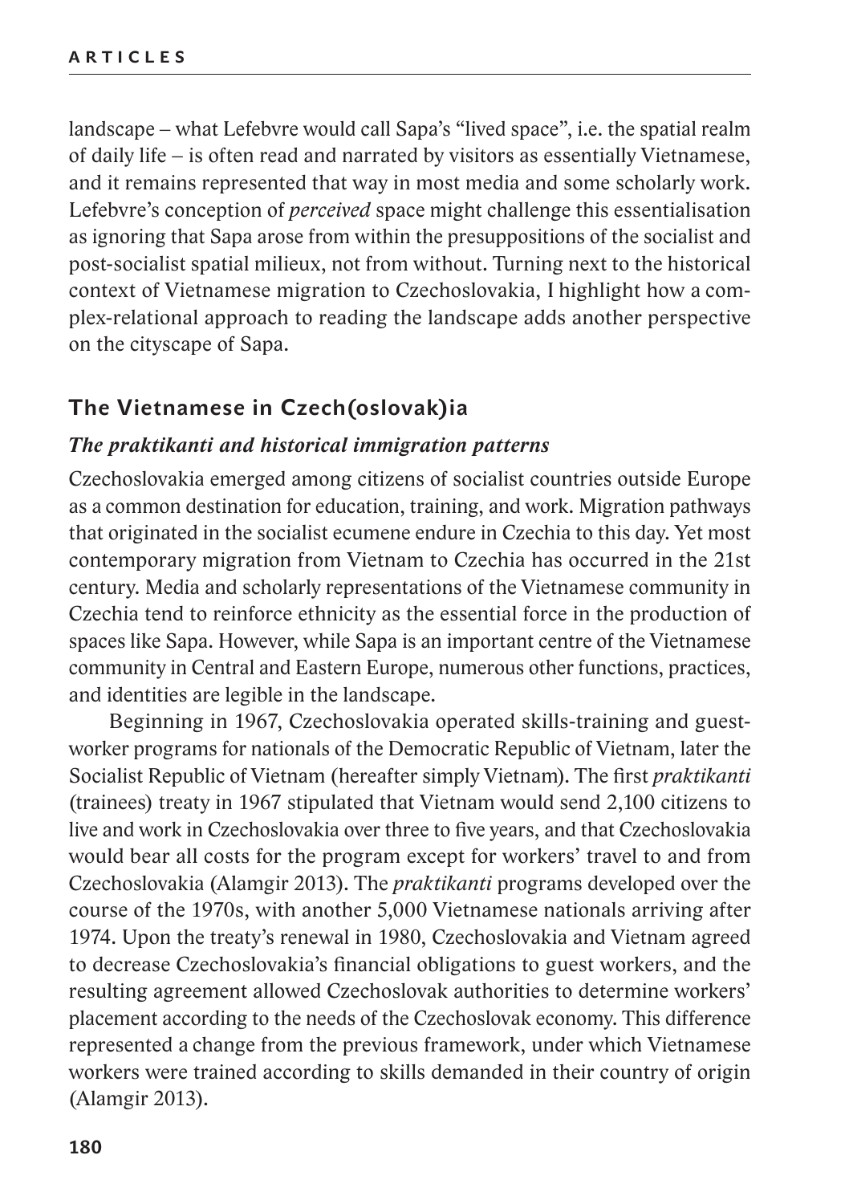landscape – what Lefebvre would call Sapa's "lived space", i.e. the spatial realm of daily life – is often read and narrated by visitors as essentially Vietnamese, and it remains represented that way in most media and some scholarly work. Lefebvre's conception of *perceived* space might challenge this essentialisation as ignoring that Sapa arose from within the presuppositions of the socialist and post-socialist spatial milieux, not from without. Turning next to the historical context of Vietnamese migration to Czechoslovakia, I highlight how a complex-relational approach to reading the landscape adds another perspective on the cityscape of Sapa.

## The Vietnamese in Czech(oslovak)ia

### *The praktikanti and historical immigration patterns*

Czechoslovakia emerged among citizens of socialist countries outside Europe as a common destination for education, training, and work. Migration pathways that originated in the socialist ecumene endure in Czechia to this day. Yet most contemporary migration from Vietnam to Czechia has occurred in the 21st century. Media and scholarly representations of the Vietnamese community in Czechia tend to reinforce ethnicity as the essential force in the production of spaces like Sapa. However, while Sapa is an important centre of the Vietnamese community in Central and Eastern Europe, numerous other functions, practices, and identities are legible in the landscape.

Beginning in 1967, Czechoslovakia operated skills-training and guest-worker programs for nationals of the Democratic Republic of Vietnam, later the Socialist Republic of Vietnam (hereafter simply Vietnam). The first *praktikanti* (trainees) treaty in 1967 stipulated that Vietnam would send 2,100 citizens to live and work in Czechoslovakia over three to five years, and that Czechoslovakia would bear all costs for the program except for workers' travel to and from Czechoslovakia (Alamgir 2013). The *praktikanti* programs developed over the course of the 1970s, with another 5,000 Vietnamese nationals arriving after 1974. Upon the treaty's renewal in 1980, Czechoslovakia and Vietnam agreed to decrease Czechoslovakia's financial obligations to guest workers, and the resulting agreement allowed Czechoslovak authorities to determine workers' placement according to the needs of the Czechoslovak economy. This difference represented a change from the previous framework, under which Vietnamese workers were trained according to skills demanded in their country of origin (Alamgir 2013).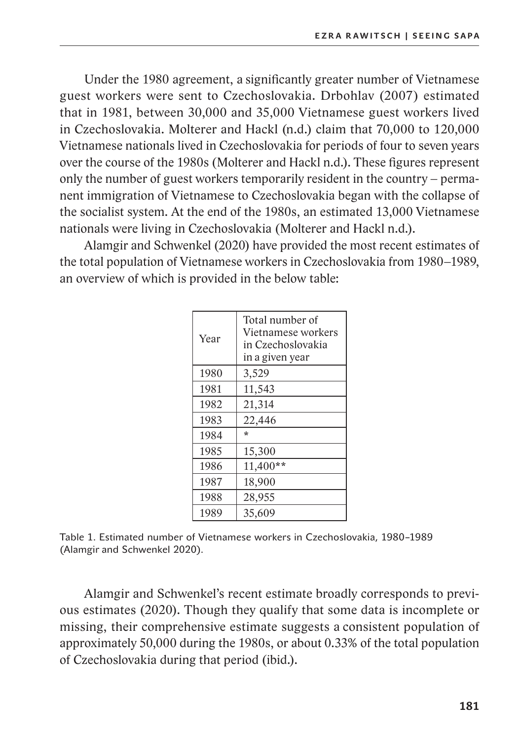Under the 1980 agreement, a significantly greater number of Vietnamese guest workers were sent to Czechoslovakia. Drbohlav (2007) estimated that in 1981, between 30,000 and 35,000 Vietnamese guest workers lived in Czechoslovakia. Molterer and Hackl (n.d.) claim that 70,000 to 120,000 Vietnamese nationals lived in Czechoslovakia for periods of four to seven years over the course of the 1980s (Molterer and Hackl n.d.). These figures represent only the number of guest workers temporarily resident in the country – permanent immigration of Vietnamese to Czechoslovakia began with the collapse of the socialist system. At the end of the 1980s, an estimated 13,000 Vietnamese nationals were living in Czechoslovakia (Molterer and Hackl n.d.).

Alamgir and Schwenkel (2020) have provided the most recent estimates of the total population of Vietnamese workers in Czechoslovakia from 1980–1989, an overview of which is provided in the below table:

| Year | Total number of Vietnamese workers in Czechoslovakia in a given year |
|---|---|
| 1980 | 3,529 |
| 1981 | 11,543 |
| 1982 | 21,314 |
| 1983 | 22,446 |
| 1984 | * |
| 1985 | 15,300 |
| 1986 | 11,400** |
| 1987 | 18,900 |
| 1988 | 28,955 |
| 1989 | 35,609 |

Table 1. Estimated number of Vietnamese workers in Czechoslovakia, 1980–1989 (Alamgir and Schwenkel 2020).

Alamgir and Schwenkel's recent estimate broadly corresponds to previous estimates (2020). Though they qualify that some data is incomplete or missing, their comprehensive estimate suggests a consistent population of approximately 50,000 during the 1980s, or about 0.33% of the total population of Czechoslovakia during that period (ibid.).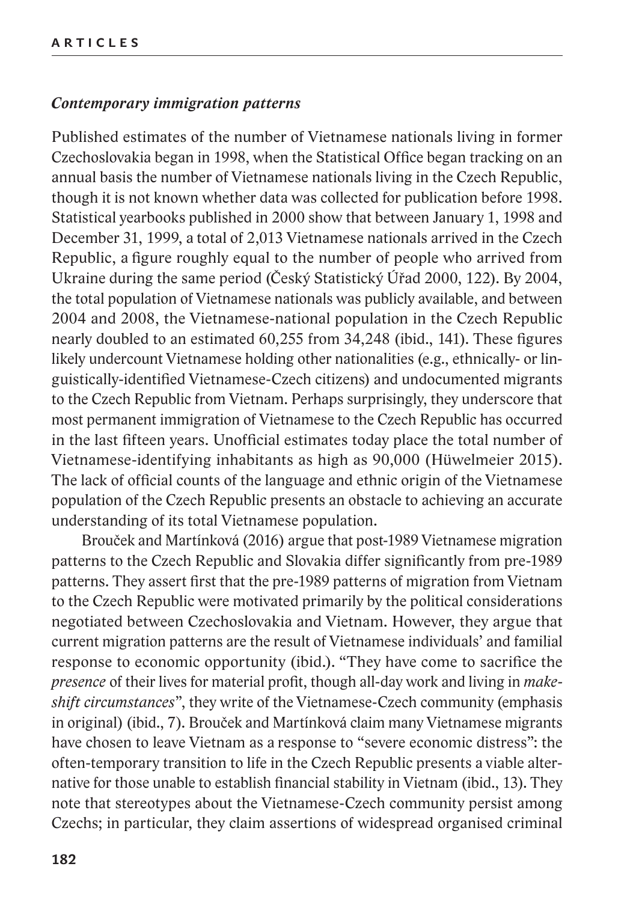### *Contemporary immigration patterns*

Published estimates of the number of Vietnamese nationals living in former Czechoslovakia began in 1998, when the Statistical Office began tracking on an annual basis the number of Vietnamese nationals living in the Czech Republic, though it is not known whether data was collected for publication before 1998. Statistical yearbooks published in 2000 show that between January 1, 1998 and December 31, 1999, a total of 2,013 Vietnamese nationals arrived in the Czech Republic, a figure roughly equal to the number of people who arrived from Ukraine during the same period (Český Statistický Úřad 2000, 122). By 2004, the total population of Vietnamese nationals was publicly available, and between 2004 and 2008, the Vietnamese-national population in the Czech Republic nearly doubled to an estimated 60,255 from 34,248 (ibid., 141). These figures likely undercount Vietnamese holding other nationalities (e.g., ethnically- or linguistically-identified Vietnamese-Czech citizens) and undocumented migrants to the Czech Republic from Vietnam. Perhaps surprisingly, they underscore that most permanent immigration of Vietnamese to the Czech Republic has occurred in the last fifteen years. Unofficial estimates today place the total number of Vietnamese-identifying inhabitants as high as 90,000 (Hüwelmeier 2015). The lack of official counts of the language and ethnic origin of the Vietnamese population of the Czech Republic presents an obstacle to achieving an accurate understanding of its total Vietnamese population.

Brouček and Martínková (2016) argue that post-1989 Vietnamese migration patterns to the Czech Republic and Slovakia differ significantly from pre-1989 patterns. They assert first that the pre-1989 patterns of migration from Vietnam to the Czech Republic were motivated primarily by the political considerations negotiated between Czechoslovakia and Vietnam. However, they argue that current migration patterns are the result of Vietnamese individuals' and familial response to economic opportunity (ibid.). "They have come to sacrifice the *presence* of their lives for material profit, though all-day work and living in *makeshift circumstances*", they write of the Vietnamese-Czech community (emphasis in original) (ibid., 7). Brouček and Martínková claim many Vietnamese migrants have chosen to leave Vietnam as a response to "severe economic distress": the often-temporary transition to life in the Czech Republic presents a viable alternative for those unable to establish financial stability in Vietnam (ibid., 13). They note that stereotypes about the Vietnamese-Czech community persist among Czechs; in particular, they claim assertions of widespread organised criminal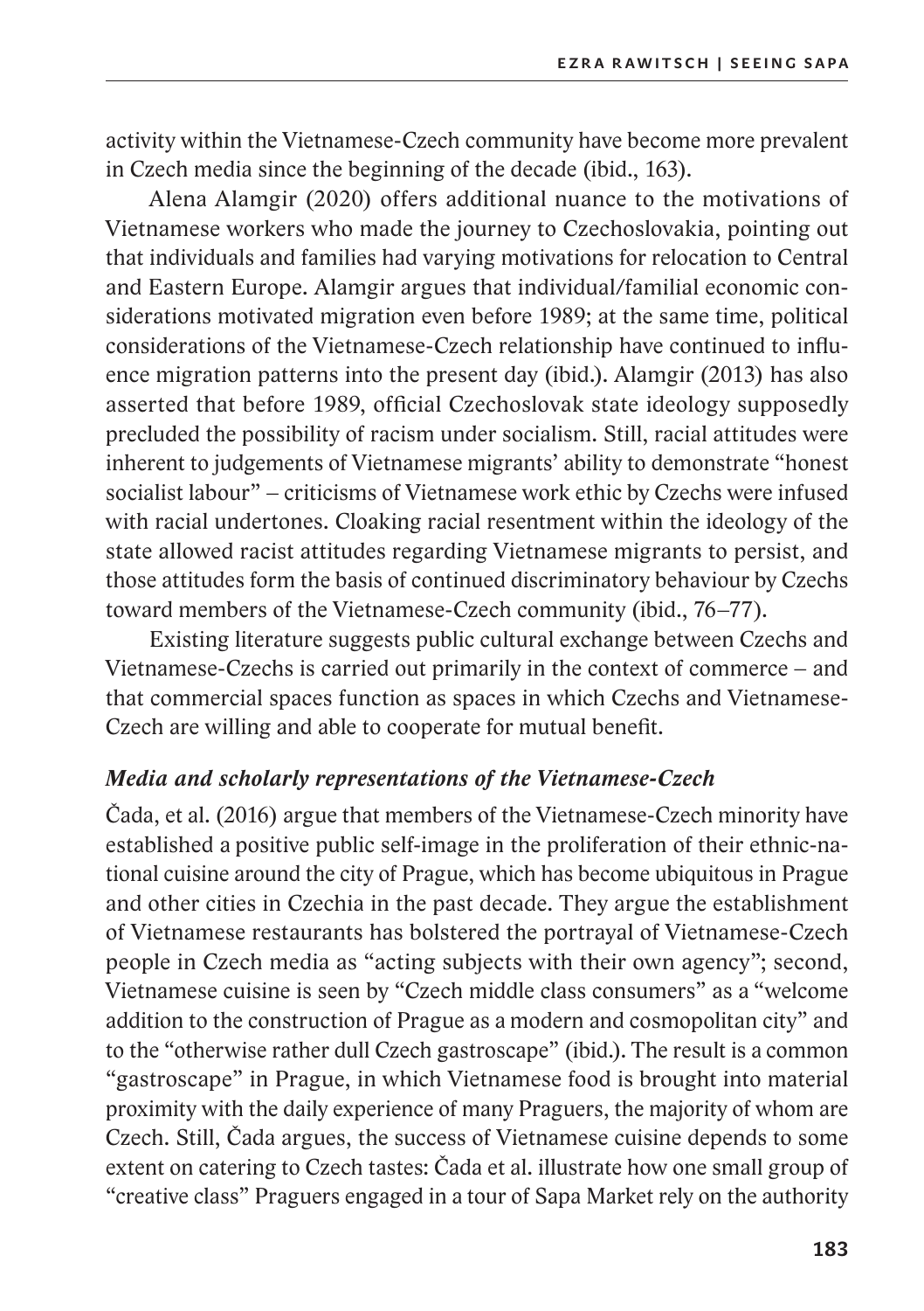activity within the Vietnamese-Czech community have become more prevalent in Czech media since the beginning of the decade (ibid., 163).

Alena Alamgir (2020) offers additional nuance to the motivations of Vietnamese workers who made the journey to Czechoslovakia, pointing out that individuals and families had varying motivations for relocation to Central and Eastern Europe. Alamgir argues that individual/familial economic considerations motivated migration even before 1989; at the same time, political considerations of the Vietnamese-Czech relationship have continued to influence migration patterns into the present day (ibid.). Alamgir (2013) has also asserted that before 1989, official Czechoslovak state ideology supposedly precluded the possibility of racism under socialism. Still, racial attitudes were inherent to judgements of Vietnamese migrants' ability to demonstrate "honest socialist labour" – criticisms of Vietnamese work ethic by Czechs were infused with racial undertones. Cloaking racial resentment within the ideology of the state allowed racist attitudes regarding Vietnamese migrants to persist, and those attitudes form the basis of continued discriminatory behaviour by Czechs toward members of the Vietnamese-Czech community (ibid., 76–77).

Existing literature suggests public cultural exchange between Czechs and Vietnamese-Czechs is carried out primarily in the context of commerce – and that commercial spaces function as spaces in which Czechs and Vietnamese-Czech are willing and able to cooperate for mutual benefit.

### *Media and scholarly representations of the Vietnamese-Czech*

Čada, et al. (2016) argue that members of the Vietnamese-Czech minority have established a positive public self-image in the proliferation of their ethnic-national cuisine around the city of Prague, which has become ubiquitous in Prague and other cities in Czechia in the past decade. They argue the establishment of Vietnamese restaurants has bolstered the portrayal of Vietnamese-Czech people in Czech media as "acting subjects with their own agency"; second, Vietnamese cuisine is seen by "Czech middle class consumers" as a "welcome addition to the construction of Prague as a modern and cosmopolitan city" and to the "otherwise rather dull Czech gastroscape" (ibid.). The result is a common "gastroscape" in Prague, in which Vietnamese food is brought into material proximity with the daily experience of many Praguers, the majority of whom are Czech. Still, Čada argues, the success of Vietnamese cuisine depends to some extent on catering to Czech tastes: Čada et al. illustrate how one small group of "creative class" Praguers engaged in a tour of Sapa Market rely on the authority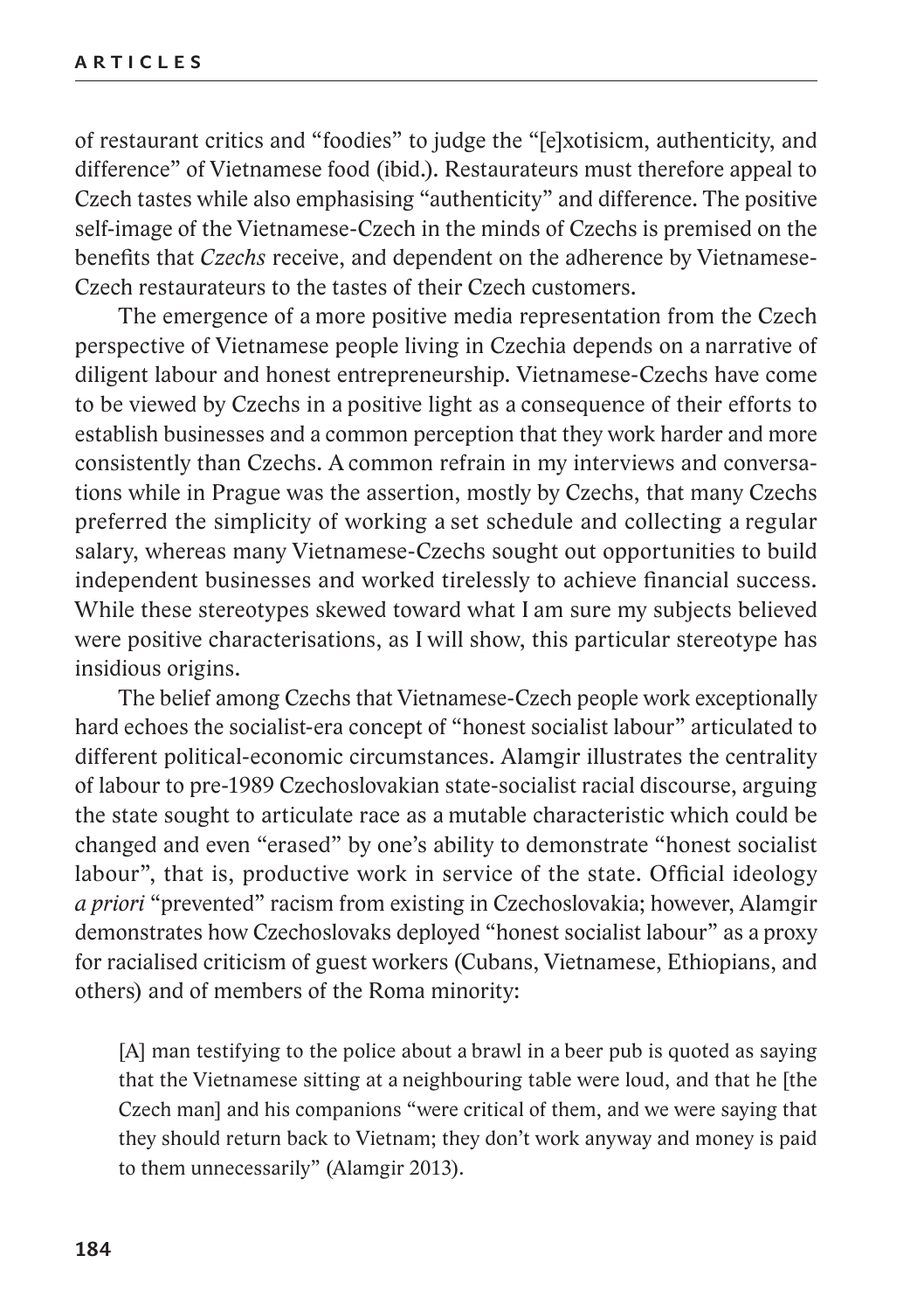of restaurant critics and "foodies" to judge the "[e]xotisicm, authenticity, and difference" of Vietnamese food (ibid.). Restaurateurs must therefore appeal to Czech tastes while also emphasising "authenticity" and difference. The positive self-image of the Vietnamese-Czech in the minds of Czechs is premised on the benefits that *Czechs* receive, and dependent on the adherence by Vietnamese-Czech restaurateurs to the tastes of their Czech customers.

The emergence of a more positive media representation from the Czech perspective of Vietnamese people living in Czechia depends on a narrative of diligent labour and honest entrepreneurship. Vietnamese-Czechs have come to be viewed by Czechs in a positive light as a consequence of their efforts to establish businesses and a common perception that they work harder and more consistently than Czechs. A common refrain in my interviews and conversations while in Prague was the assertion, mostly by Czechs, that many Czechs preferred the simplicity of working a set schedule and collecting a regular salary, whereas many Vietnamese-Czechs sought out opportunities to build independent businesses and worked tirelessly to achieve financial success. While these stereotypes skewed toward what I am sure my subjects believed were positive characterisations, as I will show, this particular stereotype has insidious origins.

The belief among Czechs that Vietnamese-Czech people work exceptionally hard echoes the socialist-era concept of "honest socialist labour" articulated to different political-economic circumstances. Alamgir illustrates the centrality of labour to pre-1989 Czechoslovakian state-socialist racial discourse, arguing the state sought to articulate race as a mutable characteristic which could be changed and even "erased" by one's ability to demonstrate "honest socialist labour", that is, productive work in service of the state. Official ideology *a priori* "prevented" racism from existing in Czechoslovakia; however, Alamgir demonstrates how Czechoslovaks deployed "honest socialist labour" as a proxy for racialised criticism of guest workers (Cubans, Vietnamese, Ethiopians, and others) and of members of the Roma minority:

> [A] man testifying to the police about a brawl in a beer pub is quoted as saying that the Vietnamese sitting at a neighbouring table were loud, and that he [the Czech man] and his companions "were critical of them, and we were saying that they should return back to Vietnam; they don't work anyway and money is paid to them unnecessarily" (Alamgir 2013).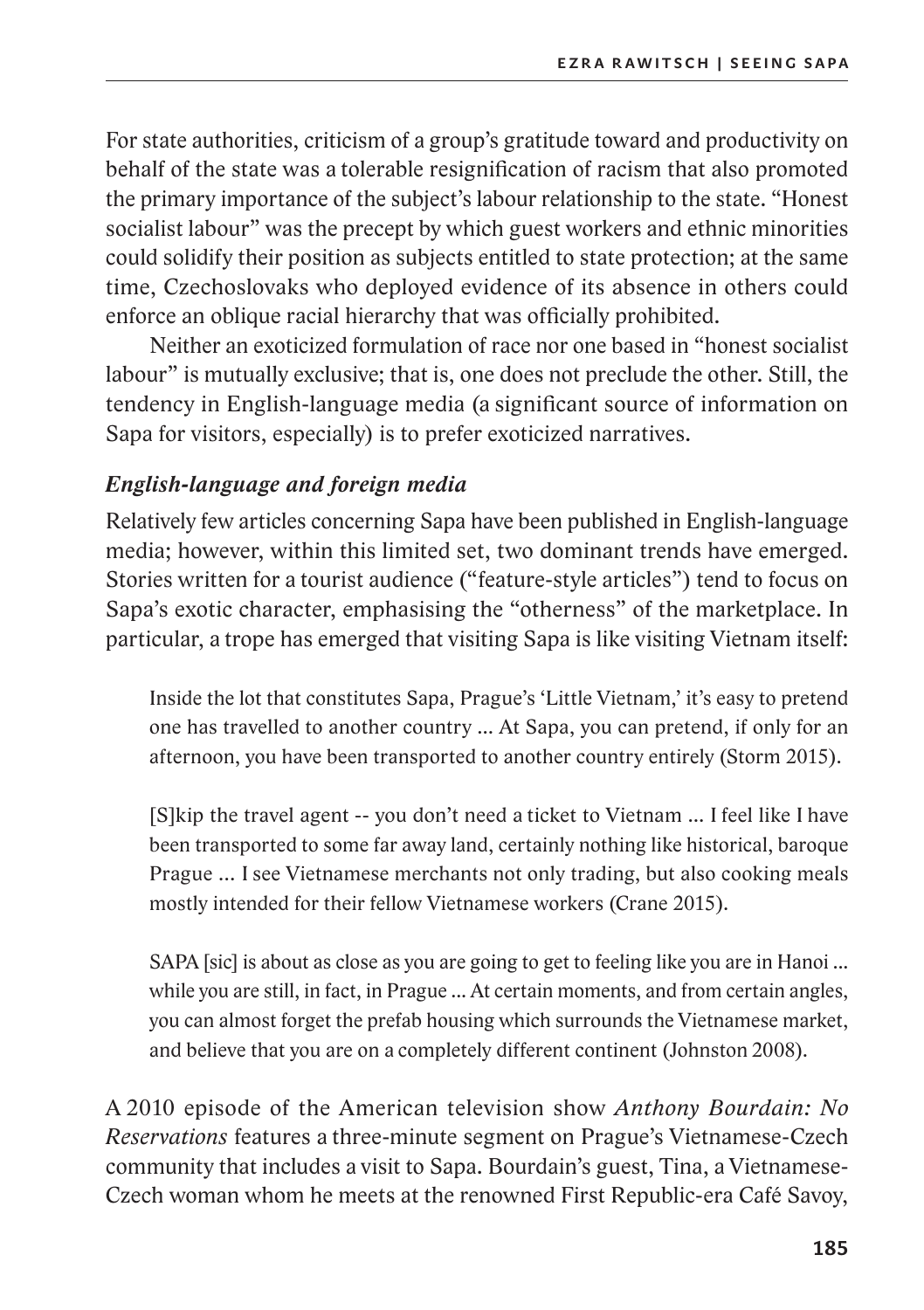For state authorities, criticism of a group's gratitude toward and productivity on behalf of the state was a tolerable resignification of racism that also promoted the primary importance of the subject's labour relationship to the state. "Honest socialist labour" was the precept by which guest workers and ethnic minorities could solidify their position as subjects entitled to state protection; at the same time, Czechoslovaks who deployed evidence of its absence in others could enforce an oblique racial hierarchy that was officially prohibited.

Neither an exoticized formulation of race nor one based in "honest socialist labour" is mutually exclusive; that is, one does not preclude the other. Still, the tendency in English-language media (a significant source of information on Sapa for visitors, especially) is to prefer exoticized narratives.

### *English-language and foreign media*

Relatively few articles concerning Sapa have been published in English-language media; however, within this limited set, two dominant trends have emerged. Stories written for a tourist audience ("feature-style articles") tend to focus on Sapa's exotic character, emphasising the "otherness" of the marketplace. In particular, a trope has emerged that visiting Sapa is like visiting Vietnam itself:

> Inside the lot that constitutes Sapa, Prague's 'Little Vietnam,' it's easy to pretend one has travelled to another country ... At Sapa, you can pretend, if only for an afternoon, you have been transported to another country entirely (Storm 2015).

> [S]kip the travel agent -- you don't need a ticket to Vietnam ... I feel like I have been transported to some far away land, certainly nothing like historical, baroque Prague ... I see Vietnamese merchants not only trading, but also cooking meals mostly intended for their fellow Vietnamese workers (Crane 2015).

> SAPA [sic] is about as close as you are going to get to feeling like you are in Hanoi ... while you are still, in fact, in Prague ... At certain moments, and from certain angles, you can almost forget the prefab housing which surrounds the Vietnamese market, and believe that you are on a completely different continent (Johnston 2008).

A 2010 episode of the American television show *Anthony Bourdain: No Reservations* features a three-minute segment on Prague's Vietnamese-Czech community that includes a visit to Sapa. Bourdain's guest, Tina, a Vietnamese-Czech woman whom he meets at the renowned First Republic-era Café Savoy,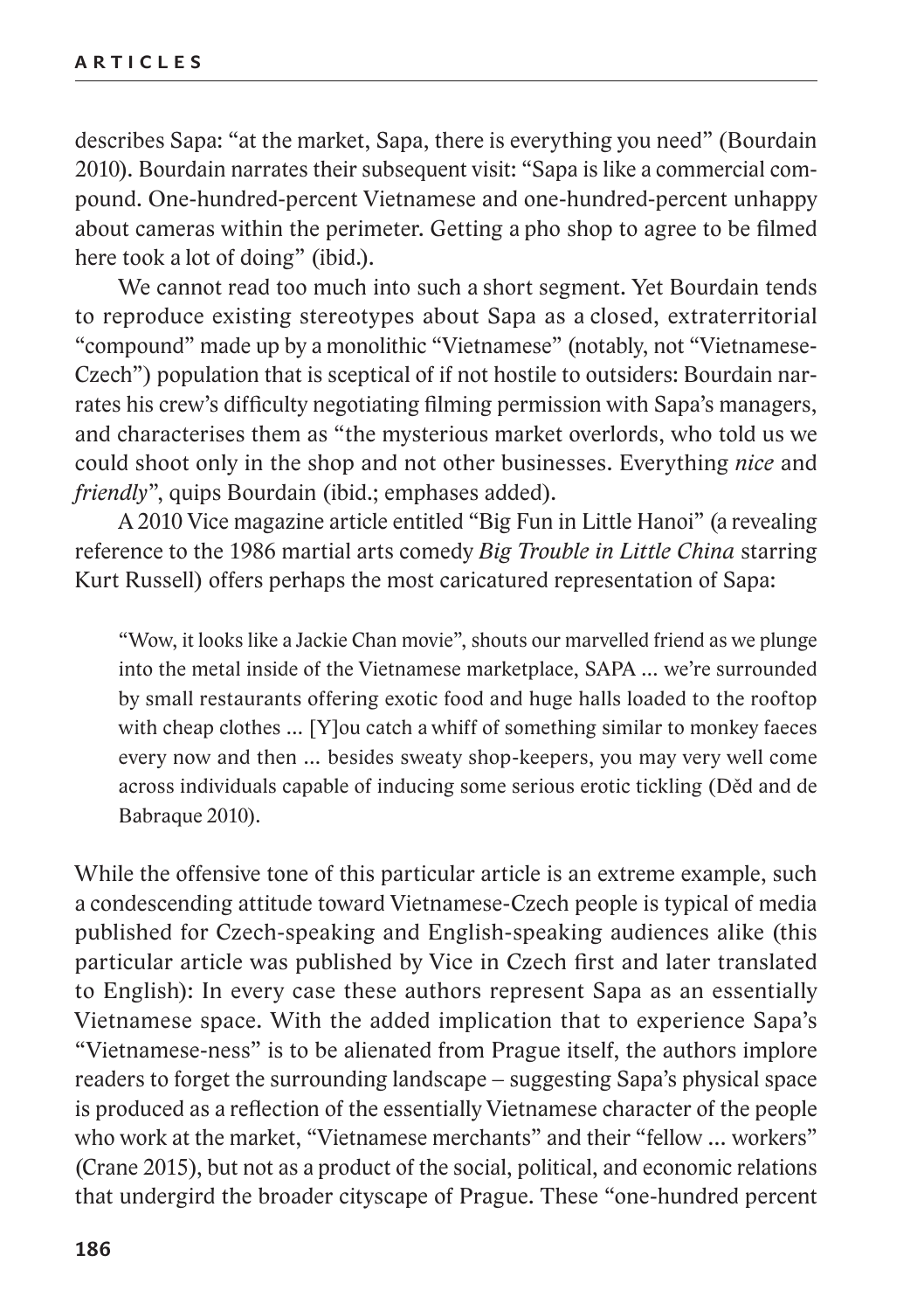describes Sapa: "at the market, Sapa, there is everything you need" (Bourdain 2010). Bourdain narrates their subsequent visit: "Sapa is like a commercial compound. One-hundred-percent Vietnamese and one-hundred-percent unhappy about cameras within the perimeter. Getting a pho shop to agree to be filmed here took a lot of doing" (ibid.).

We cannot read too much into such a short segment. Yet Bourdain tends to reproduce existing stereotypes about Sapa as a closed, extraterritorial "compound" made up by a monolithic "Vietnamese" (notably, not "Vietnamese-Czech") population that is sceptical of if not hostile to outsiders: Bourdain narrates his crew's difficulty negotiating filming permission with Sapa's managers, and characterises them as "the mysterious market overlords, who told us we could shoot only in the shop and not other businesses. Everything *nice* and *friendly*", quips Bourdain (ibid.; emphases added).

A 2010 Vice magazine article entitled "Big Fun in Little Hanoi" (a revealing reference to the 1986 martial arts comedy *Big Trouble in Little China* starring Kurt Russell) offers perhaps the most caricatured representation of Sapa:

> "Wow, it looks like a Jackie Chan movie", shouts our marvelled friend as we plunge into the metal inside of the Vietnamese marketplace, SAPA ... we're surrounded by small restaurants offering exotic food and huge halls loaded to the rooftop with cheap clothes ... [Y]ou catch a whiff of something similar to monkey faeces every now and then ... besides sweaty shop-keepers, you may very well come across individuals capable of inducing some serious erotic tickling (Děd and de Babraque 2010).

While the offensive tone of this particular article is an extreme example, such a condescending attitude toward Vietnamese-Czech people is typical of media published for Czech-speaking and English-speaking audiences alike (this particular article was published by Vice in Czech first and later translated to English): In every case these authors represent Sapa as an essentially Vietnamese space. With the added implication that to experience Sapa's "Vietnamese-ness" is to be alienated from Prague itself, the authors implore readers to forget the surrounding landscape – suggesting Sapa's physical space is produced as a reflection of the essentially Vietnamese character of the people who work at the market, "Vietnamese merchants" and their "fellow ... workers" (Crane 2015), but not as a product of the social, political, and economic relations that undergird the broader cityscape of Prague. These "one-hundred percent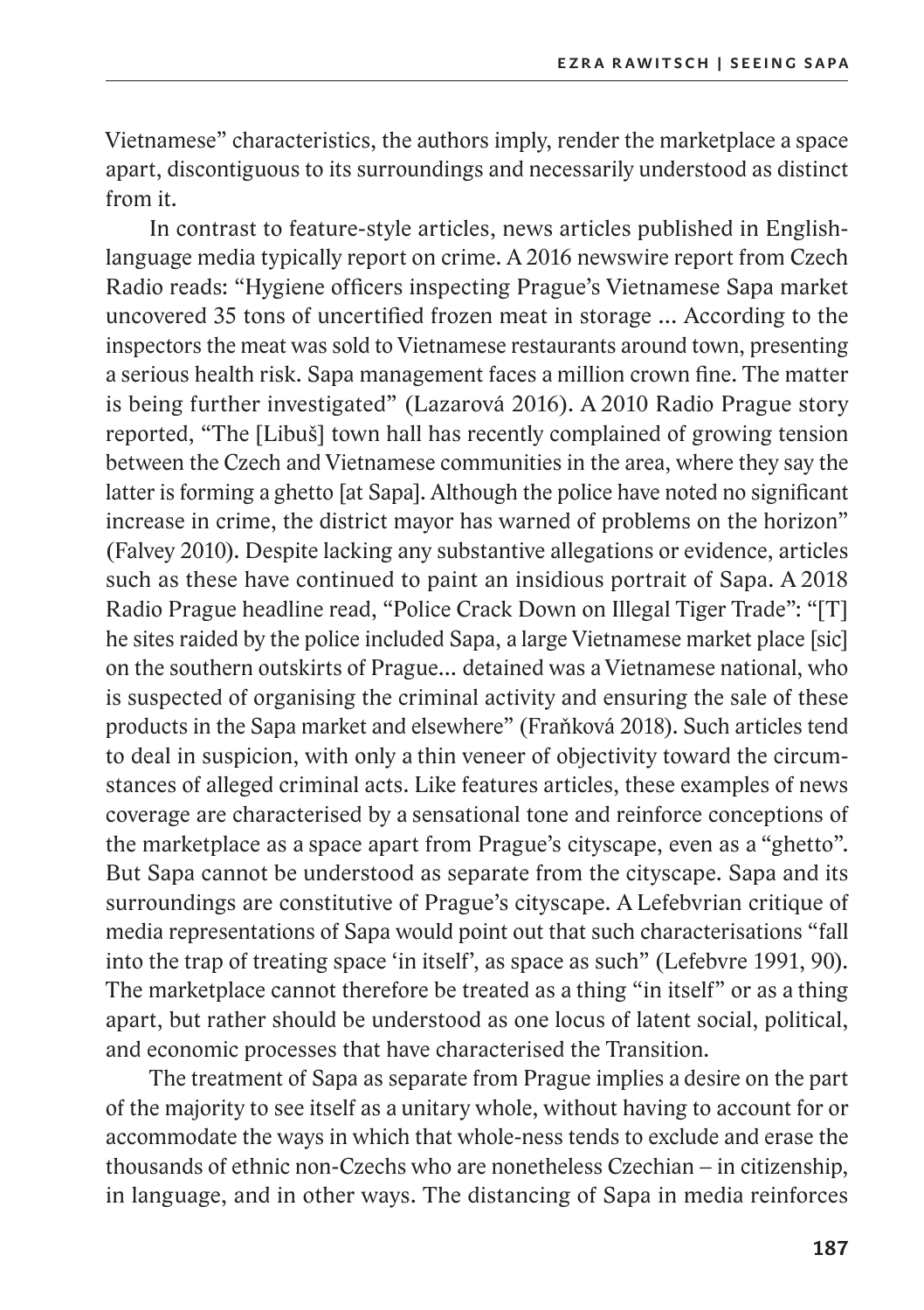Vietnamese" characteristics, the authors imply, render the marketplace a space apart, discontiguous to its surroundings and necessarily understood as distinct from it.

In contrast to feature-style articles, news articles published in English-language media typically report on crime. A 2016 newswire report from Czech Radio reads: "Hygiene officers inspecting Prague's Vietnamese Sapa market uncovered 35 tons of uncertified frozen meat in storage ... According to the inspectors the meat was sold to Vietnamese restaurants around town, presenting a serious health risk. Sapa management faces a million crown fine. The matter is being further investigated" (Lazarová 2016). A 2010 Radio Prague story reported, "The [Libuš] town hall has recently complained of growing tension between the Czech and Vietnamese communities in the area, where they say the latter is forming a ghetto [at Sapa]. Although the police have noted no significant increase in crime, the district mayor has warned of problems on the horizon" (Falvey 2010). Despite lacking any substantive allegations or evidence, articles such as these have continued to paint an insidious portrait of Sapa. A 2018 Radio Prague headline read, "Police Crack Down on Illegal Tiger Trade": "[T]he sites raided by the police included Sapa, a large Vietnamese market place [sic] on the southern outskirts of Prague... detained was a Vietnamese national, who is suspected of organising the criminal activity and ensuring the sale of these products in the Sapa market and elsewhere" (Fraňková 2018). Such articles tend to deal in suspicion, with only a thin veneer of objectivity toward the circumstances of alleged criminal acts. Like features articles, these examples of news coverage are characterised by a sensational tone and reinforce conceptions of the marketplace as a space apart from Prague's cityscape, even as a "ghetto". But Sapa cannot be understood as separate from the cityscape. Sapa and its surroundings are constitutive of Prague's cityscape. A Lefebvrian critique of media representations of Sapa would point out that such characterisations "fall into the trap of treating space 'in itself', as space as such" (Lefebvre 1991, 90). The marketplace cannot therefore be treated as a thing "in itself" or as a thing apart, but rather should be understood as one locus of latent social, political, and economic processes that have characterised the Transition.

The treatment of Sapa as separate from Prague implies a desire on the part of the majority to see itself as a unitary whole, without having to account for or accommodate the ways in which that whole-ness tends to exclude and erase the thousands of ethnic non-Czechs who are nonetheless Czechian – in citizenship, in language, and in other ways. The distancing of Sapa in media reinforces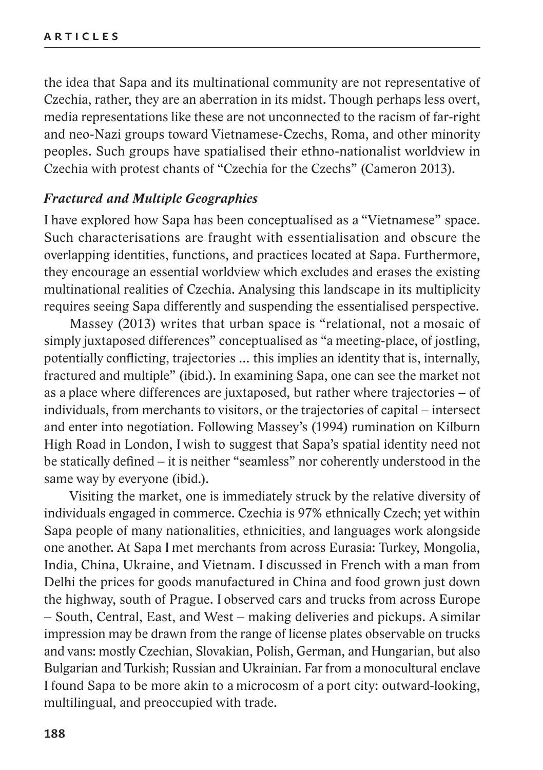the idea that Sapa and its multinational community are not representative of Czechia, rather, they are an aberration in its midst. Though perhaps less overt, media representations like these are not unconnected to the racism of far-right and neo-Nazi groups toward Vietnamese-Czechs, Roma, and other minority peoples. Such groups have spatialised their ethno-nationalist worldview in Czechia with protest chants of "Czechia for the Czechs" (Cameron 2013).

### *Fractured and Multiple Geographies*

I have explored how Sapa has been conceptualised as a "Vietnamese" space. Such characterisations are fraught with essentialisation and obscure the overlapping identities, functions, and practices located at Sapa. Furthermore, they encourage an essential worldview which excludes and erases the existing multinational realities of Czechia. Analysing this landscape in its multiplicity requires seeing Sapa differently and suspending the essentialised perspective.

Massey (2013) writes that urban space is "relational, not a mosaic of simply juxtaposed differences" conceptualised as "a meeting-place, of jostling, potentially conflicting, trajectories ... this implies an identity that is, internally, fractured and multiple" (ibid.). In examining Sapa, one can see the market not as a place where differences are juxtaposed, but rather where trajectories – of individuals, from merchants to visitors, or the trajectories of capital – intersect and enter into negotiation. Following Massey's (1994) rumination on Kilburn High Road in London, I wish to suggest that Sapa's spatial identity need not be statically defined – it is neither "seamless" nor coherently understood in the same way by everyone (ibid.).

Visiting the market, one is immediately struck by the relative diversity of individuals engaged in commerce. Czechia is 97% ethnically Czech; yet within Sapa people of many nationalities, ethnicities, and languages work alongside one another. At Sapa I met merchants from across Eurasia: Turkey, Mongolia, India, China, Ukraine, and Vietnam. I discussed in French with a man from Delhi the prices for goods manufactured in China and food grown just down the highway, south of Prague. I observed cars and trucks from across Europe – South, Central, East, and West – making deliveries and pickups. A similar impression may be drawn from the range of license plates observable on trucks and vans: mostly Czechian, Slovakian, Polish, German, and Hungarian, but also Bulgarian and Turkish; Russian and Ukrainian. Far from a monocultural enclave I found Sapa to be more akin to a microcosm of a port city: outward-looking, multilingual, and preoccupied with trade.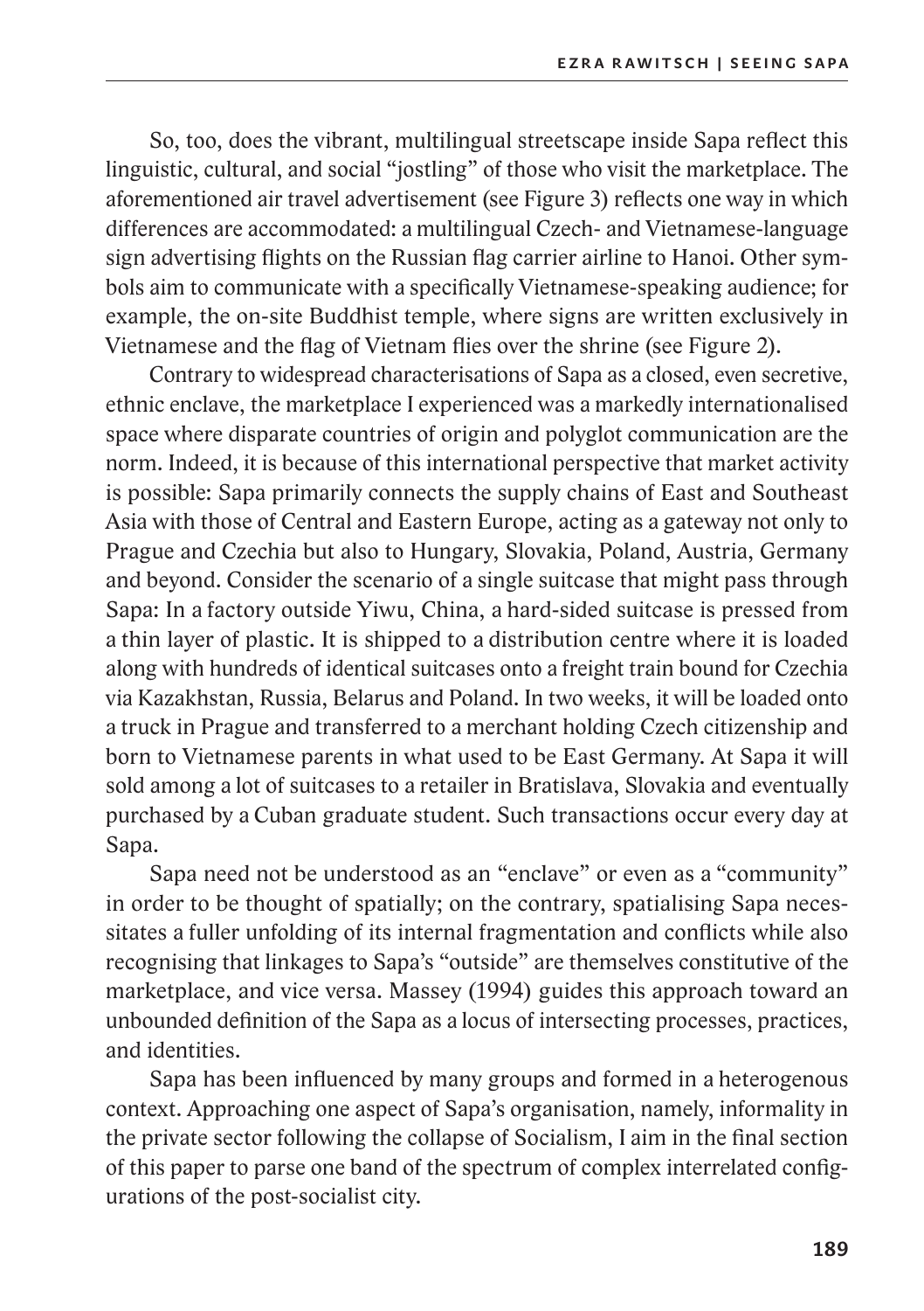So, too, does the vibrant, multilingual streetscape inside Sapa reflect this linguistic, cultural, and social "jostling" of those who visit the marketplace. The aforementioned air travel advertisement (see Figure 3) reflects one way in which differences are accommodated: a multilingual Czech- and Vietnamese-language sign advertising flights on the Russian flag carrier airline to Hanoi. Other symbols aim to communicate with a specifically Vietnamese-speaking audience; for example, the on-site Buddhist temple, where signs are written exclusively in Vietnamese and the flag of Vietnam flies over the shrine (see Figure 2).

Contrary to widespread characterisations of Sapa as a closed, even secretive, ethnic enclave, the marketplace I experienced was a markedly internationalised space where disparate countries of origin and polyglot communication are the norm. Indeed, it is because of this international perspective that market activity is possible: Sapa primarily connects the supply chains of East and Southeast Asia with those of Central and Eastern Europe, acting as a gateway not only to Prague and Czechia but also to Hungary, Slovakia, Poland, Austria, Germany and beyond. Consider the scenario of a single suitcase that might pass through Sapa: In a factory outside Yiwu, China, a hard-sided suitcase is pressed from a thin layer of plastic. It is shipped to a distribution centre where it is loaded along with hundreds of identical suitcases onto a freight train bound for Czechia via Kazakhstan, Russia, Belarus and Poland. In two weeks, it will be loaded onto a truck in Prague and transferred to a merchant holding Czech citizenship and born to Vietnamese parents in what used to be East Germany. At Sapa it will sold among a lot of suitcases to a retailer in Bratislava, Slovakia and eventually purchased by a Cuban graduate student. Such transactions occur every day at Sapa.

Sapa need not be understood as an "enclave" or even as a "community" in order to be thought of spatially; on the contrary, spatialising Sapa necessitates a fuller unfolding of its internal fragmentation and conflicts while also recognising that linkages to Sapa's "outside" are themselves constitutive of the marketplace, and vice versa. Massey (1994) guides this approach toward an unbounded definition of the Sapa as a locus of intersecting processes, practices, and identities.

Sapa has been influenced by many groups and formed in a heterogenous context. Approaching one aspect of Sapa's organisation, namely, informality in the private sector following the collapse of Socialism, I aim in the final section of this paper to parse one band of the spectrum of complex interrelated configurations of the post-socialist city.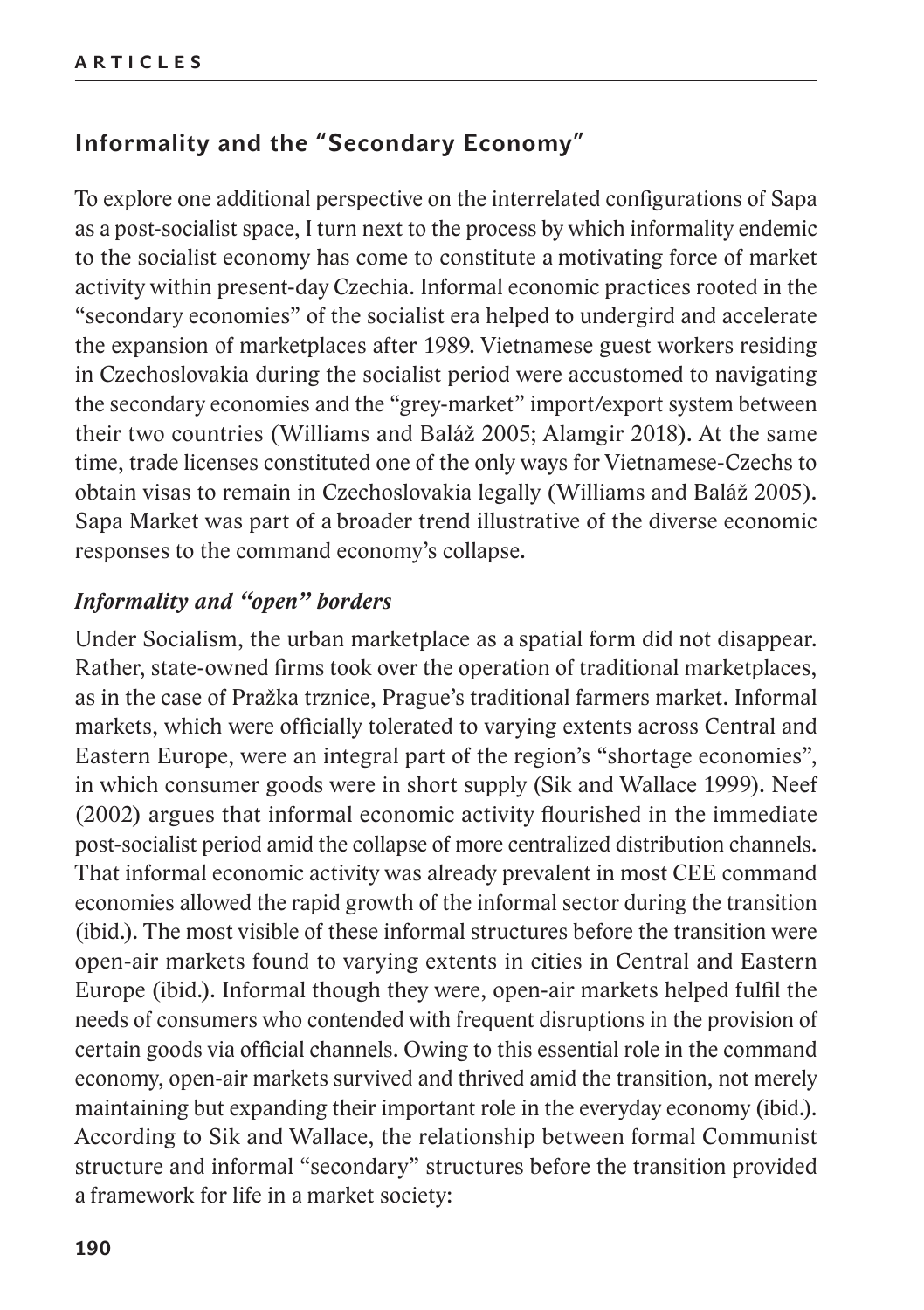## Informality and the "Secondary Economy"

To explore one additional perspective on the interrelated configurations of Sapa as a post-socialist space, I turn next to the process by which informality endemic to the socialist economy has come to constitute a motivating force of market activity within present-day Czechia. Informal economic practices rooted in the "secondary economies" of the socialist era helped to undergird and accelerate the expansion of marketplaces after 1989. Vietnamese guest workers residing in Czechoslovakia during the socialist period were accustomed to navigating the secondary economies and the "grey-market" import/export system between their two countries (Williams and Baláž 2005; Alamgir 2018). At the same time, trade licenses constituted one of the only ways for Vietnamese-Czechs to obtain visas to remain in Czechoslovakia legally (Williams and Baláž 2005). Sapa Market was part of a broader trend illustrative of the diverse economic responses to the command economy's collapse.

### *Informality and "open" borders*

Under Socialism, the urban marketplace as a spatial form did not disappear. Rather, state-owned firms took over the operation of traditional marketplaces, as in the case of Pražka trznice, Prague's traditional farmers market. Informal markets, which were officially tolerated to varying extents across Central and Eastern Europe, were an integral part of the region's "shortage economies", in which consumer goods were in short supply (Sik and Wallace 1999). Neef (2002) argues that informal economic activity flourished in the immediate post-socialist period amid the collapse of more centralized distribution channels. That informal economic activity was already prevalent in most CEE command economies allowed the rapid growth of the informal sector during the transition (ibid.). The most visible of these informal structures before the transition were open-air markets found to varying extents in cities in Central and Eastern Europe (ibid.). Informal though they were, open-air markets helped fulfil the needs of consumers who contended with frequent disruptions in the provision of certain goods via official channels. Owing to this essential role in the command economy, open-air markets survived and thrived amid the transition, not merely maintaining but expanding their important role in the everyday economy (ibid.). According to Sik and Wallace, the relationship between formal Communist structure and informal "secondary" structures before the transition provided a framework for life in a market society: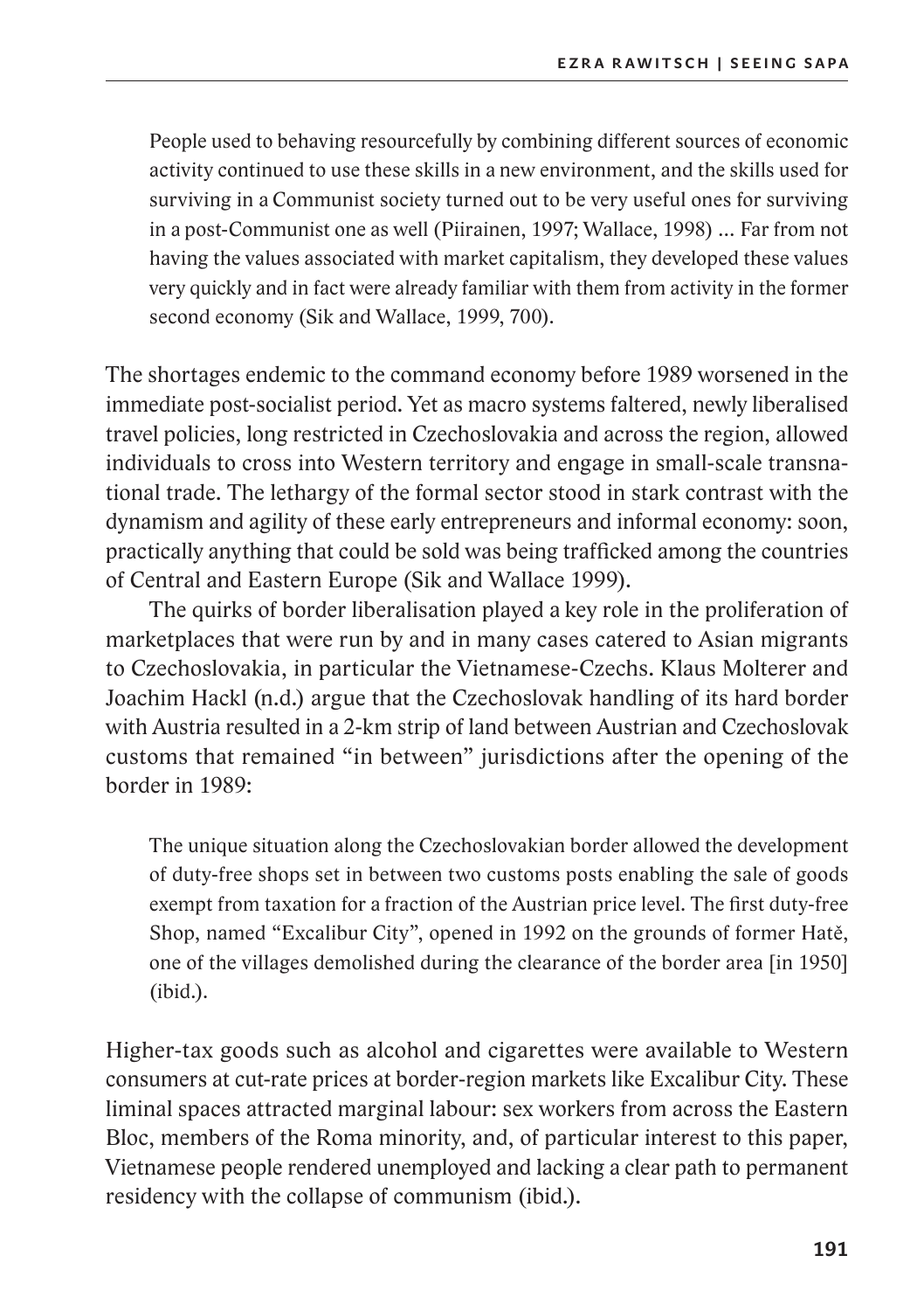> People used to behaving resourcefully by combining different sources of economic activity continued to use these skills in a new environment, and the skills used for surviving in a Communist society turned out to be very useful ones for surviving in a post-Communist one as well (Piirainen, 1997; Wallace, 1998) … Far from not having the values associated with market capitalism, they developed these values very quickly and in fact were already familiar with them from activity in the former second economy (Sik and Wallace, 1999, 700).

The shortages endemic to the command economy before 1989 worsened in the immediate post-socialist period. Yet as macro systems faltered, newly liberalised travel policies, long restricted in Czechoslovakia and across the region, allowed individuals to cross into Western territory and engage in small-scale transnational trade. The lethargy of the formal sector stood in stark contrast with the dynamism and agility of these early entrepreneurs and informal economy: soon, practically anything that could be sold was being trafficked among the countries of Central and Eastern Europe (Sik and Wallace 1999).

The quirks of border liberalisation played a key role in the proliferation of marketplaces that were run by and in many cases catered to Asian migrants to Czechoslovakia, in particular the Vietnamese-Czechs. Klaus Molterer and Joachim Hackl (n.d.) argue that the Czechoslovak handling of its hard border with Austria resulted in a 2-km strip of land between Austrian and Czechoslovak customs that remained "in between" jurisdictions after the opening of the border in 1989:

> The unique situation along the Czechoslovakian border allowed the development of duty-free shops set in between two customs posts enabling the sale of goods exempt from taxation for a fraction of the Austrian price level. The first duty-free Shop, named "Excalibur City", opened in 1992 on the grounds of former Hatě, one of the villages demolished during the clearance of the border area [in 1950] (ibid.).

Higher-tax goods such as alcohol and cigarettes were available to Western consumers at cut-rate prices at border-region markets like Excalibur City. These liminal spaces attracted marginal labour: sex workers from across the Eastern Bloc, members of the Roma minority, and, of particular interest to this paper, Vietnamese people rendered unemployed and lacking a clear path to permanent residency with the collapse of communism (ibid.).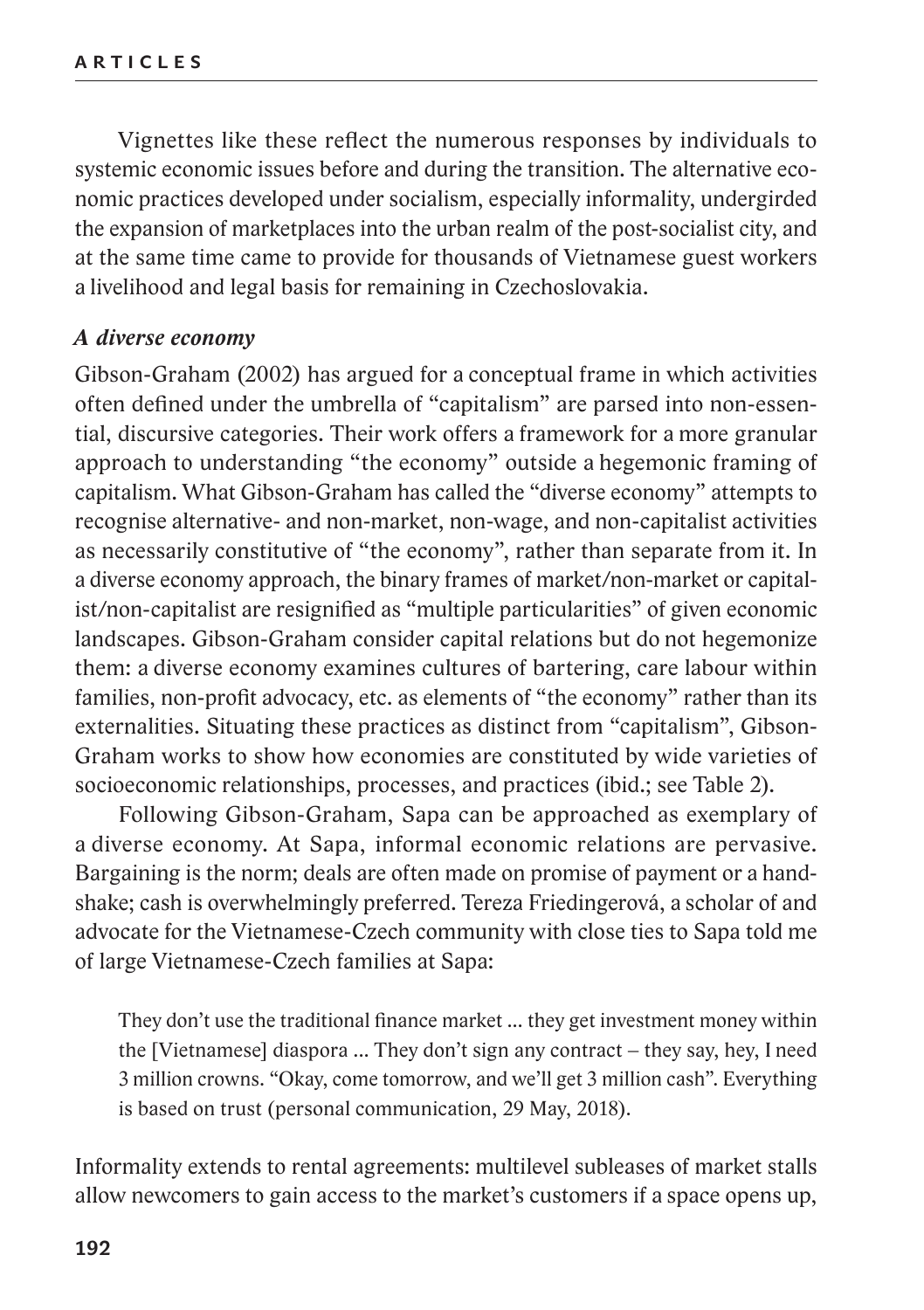Vignettes like these reflect the numerous responses by individuals to systemic economic issues before and during the transition. The alternative economic practices developed under socialism, especially informality, undergirded the expansion of marketplaces into the urban realm of the post-socialist city, and at the same time came to provide for thousands of Vietnamese guest workers a livelihood and legal basis for remaining in Czechoslovakia.

### *A diverse economy*

Gibson-Graham (2002) has argued for a conceptual frame in which activities often defined under the umbrella of "capitalism" are parsed into non-essential, discursive categories. Their work offers a framework for a more granular approach to understanding "the economy" outside a hegemonic framing of capitalism. What Gibson-Graham has called the "diverse economy" attempts to recognise alternative- and non-market, non-wage, and non-capitalist activities as necessarily constitutive of "the economy", rather than separate from it. In a diverse economy approach, the binary frames of market/non-market or capitalist/non-capitalist are resignified as "multiple particularities" of given economic landscapes. Gibson-Graham consider capital relations but do not hegemonize them: a diverse economy examines cultures of bartering, care labour within families, non-profit advocacy, etc. as elements of "the economy" rather than its externalities. Situating these practices as distinct from "capitalism", Gibson-Graham works to show how economies are constituted by wide varieties of socioeconomic relationships, processes, and practices (ibid.; see Table 2).

Following Gibson-Graham, Sapa can be approached as exemplary of a diverse economy. At Sapa, informal economic relations are pervasive. Bargaining is the norm; deals are often made on promise of payment or a handshake; cash is overwhelmingly preferred. Tereza Friedingerová, a scholar of and advocate for the Vietnamese-Czech community with close ties to Sapa told me of large Vietnamese-Czech families at Sapa:

> They don't use the traditional finance market ... they get investment money within the [Vietnamese] diaspora ... They don't sign any contract – they say, hey, I need 3 million crowns. "Okay, come tomorrow, and we'll get 3 million cash". Everything is based on trust (personal communication, 29 May, 2018).

Informality extends to rental agreements: multilevel subleases of market stalls allow newcomers to gain access to the market's customers if a space opens up,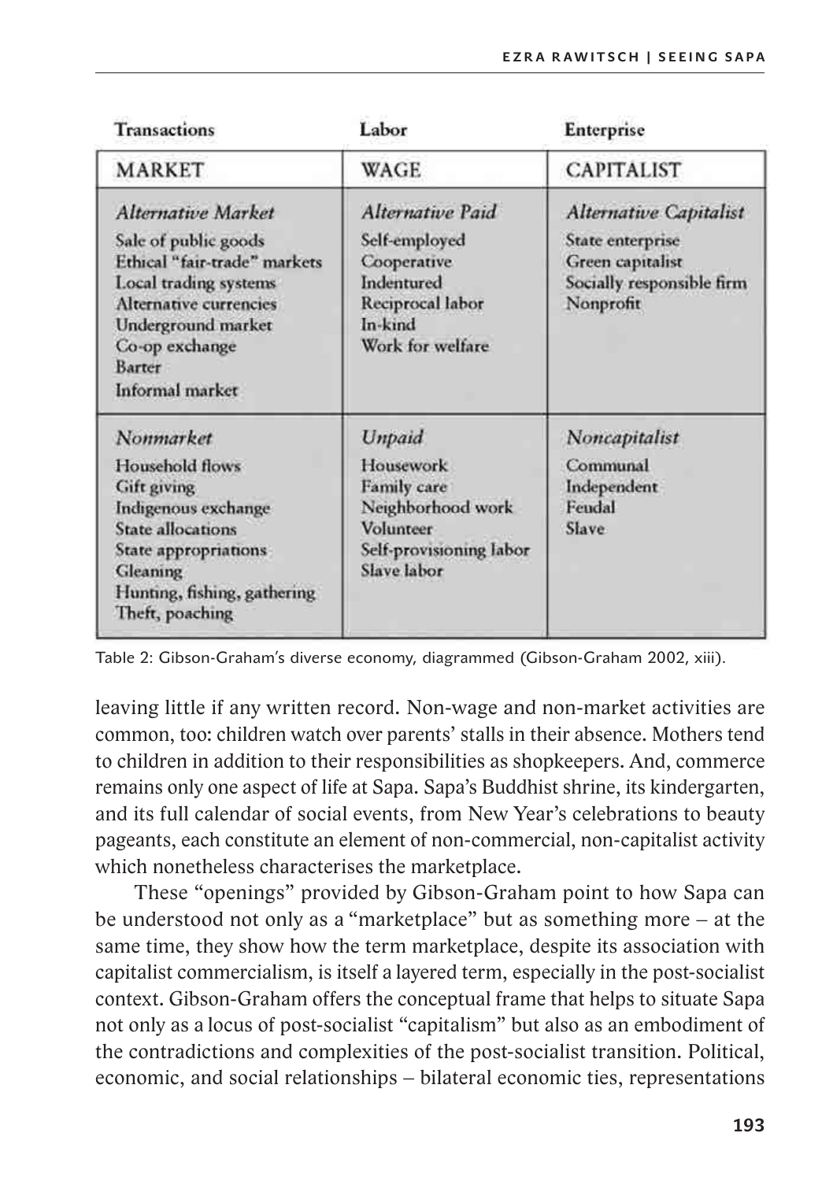| Transactions | Labor | Enterprise |
|---|---|---|
| MARKET | WAGE | CAPITALIST |
| *Alternative Market*<br>Sale of public goods<br>Ethical "fair-trade" markets<br>Local trading systems<br>Alternative currencies<br>Underground market<br>Co-op exchange<br>Barter<br>Informal market | *Alternative Paid*<br>Self-employed<br>Cooperative<br>Indentured<br>Reciprocal labor<br>In-kind<br>Work for welfare | *Alternative Capitalist*<br>State enterprise<br>Green capitalist<br>Socially responsible firm<br>Nonprofit |
| *Nonmarket*<br>Household flows<br>Gift giving<br>Indigenous exchange<br>State allocations<br>State appropriations<br>Gleaning<br>Hunting, fishing, gathering<br>Theft, poaching | *Unpaid*<br>Housework<br>Family care<br>Neighborhood work<br>Volunteer<br>Self-provisioning labor<br>Slave labor | *Noncapitalist*<br>Communal<br>Independent<br>Feudal<br>Slave |

Table 2: Gibson-Graham's diverse economy, diagrammed (Gibson-Graham 2002, xiii).

leaving little if any written record. Non-wage and non-market activities are common, too: children watch over parents' stalls in their absence. Mothers tend to children in addition to their responsibilities as shopkeepers. And, commerce remains only one aspect of life at Sapa. Sapa's Buddhist shrine, its kindergarten, and its full calendar of social events, from New Year's celebrations to beauty pageants, each constitute an element of non-commercial, non-capitalist activity which nonetheless characterises the marketplace.

These "openings" provided by Gibson-Graham point to how Sapa can be understood not only as a "marketplace" but as something more – at the same time, they show how the term marketplace, despite its association with capitalist commercialism, is itself a layered term, especially in the post-socialist context. Gibson-Graham offers the conceptual frame that helps to situate Sapa not only as a locus of post-socialist "capitalism" but also as an embodiment of the contradictions and complexities of the post-socialist transition. Political, economic, and social relationships – bilateral economic ties, representations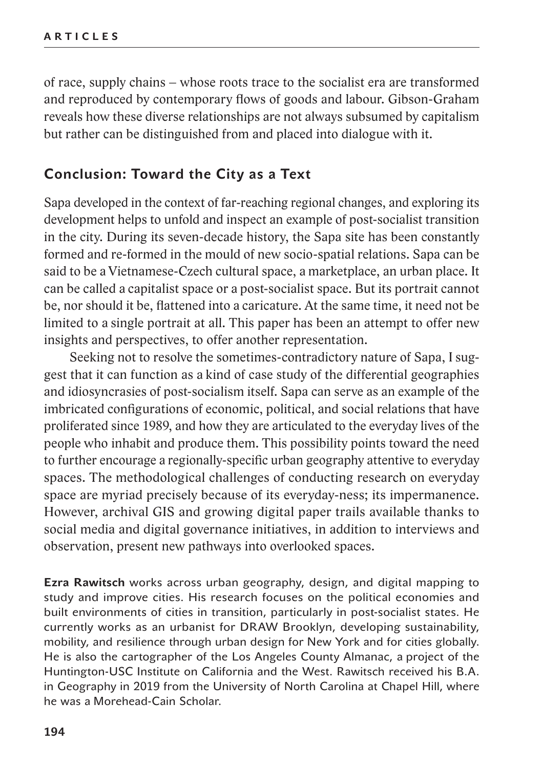of race, supply chains – whose roots trace to the socialist era are transformed and reproduced by contemporary flows of goods and labour. Gibson-Graham reveals how these diverse relationships are not always subsumed by capitalism but rather can be distinguished from and placed into dialogue with it.

## Conclusion: Toward the City as a Text

Sapa developed in the context of far-reaching regional changes, and exploring its development helps to unfold and inspect an example of post-socialist transition in the city. During its seven-decade history, the Sapa site has been constantly formed and re-formed in the mould of new socio-spatial relations. Sapa can be said to be a Vietnamese-Czech cultural space, a marketplace, an urban place. It can be called a capitalist space or a post-socialist space. But its portrait cannot be, nor should it be, flattened into a caricature. At the same time, it need not be limited to a single portrait at all. This paper has been an attempt to offer new insights and perspectives, to offer another representation.

Seeking not to resolve the sometimes-contradictory nature of Sapa, I suggest that it can function as a kind of case study of the differential geographies and idiosyncrasies of post-socialism itself. Sapa can serve as an example of the imbricated configurations of economic, political, and social relations that have proliferated since 1989, and how they are articulated to the everyday lives of the people who inhabit and produce them. This possibility points toward the need to further encourage a regionally-specific urban geography attentive to everyday spaces. The methodological challenges of conducting research on everyday space are myriad precisely because of its everyday-ness; its impermanence. However, archival GIS and growing digital paper trails available thanks to social media and digital governance initiatives, in addition to interviews and observation, present new pathways into overlooked spaces.

**Ezra Rawitsch** works across urban geography, design, and digital mapping to study and improve cities. His research focuses on the political economies and built environments of cities in transition, particularly in post-socialist states. He currently works as an urbanist for DRAW Brooklyn, developing sustainability, mobility, and resilience through urban design for New York and for cities globally. He is also the cartographer of the Los Angeles County Almanac, a project of the Huntington-USC Institute on California and the West. Rawitsch received his B.A. in Geography in 2019 from the University of North Carolina at Chapel Hill, where he was a Morehead-Cain Scholar.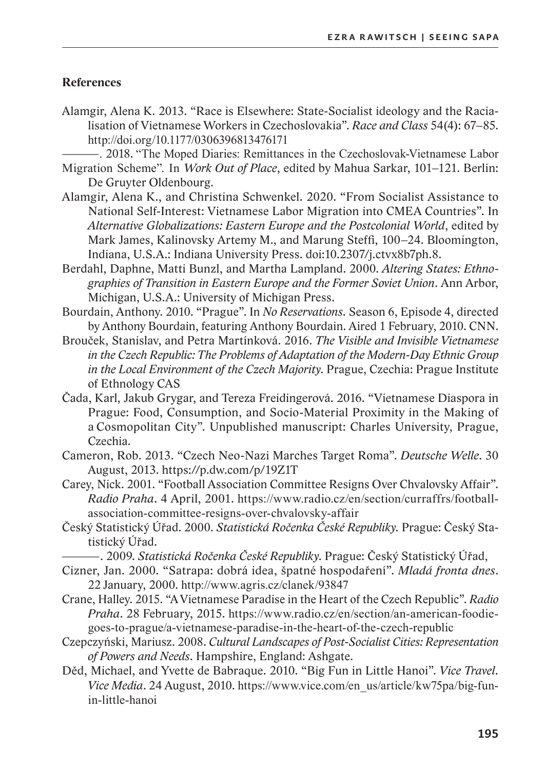## References

Alamgir, Alena K. 2013. "Race is Elsewhere: State-Socialist ideology and the Racialisation of Vietnamese Workers in Czechoslovakia". *Race and Class* 54(4): 67–85. http://doi.org/10.1177/0306396813476171

———. 2018. "The Moped Diaries: Remittances in the Czechoslovak-Vietnamese Labor Migration Scheme". In *Work Out of Place*, edited by Mahua Sarkar, 101–121. Berlin: De Gruyter Oldenbourg.

Alamgir, Alena K., and Christina Schwenkel. 2020. "From Socialist Assistance to National Self-Interest: Vietnamese Labor Migration into CMEA Countries". In *Alternative Globalizations: Eastern Europe and the Postcolonial World*, edited by Mark James, Kalinovsky Artemy M., and Marung Steffi, 100–24. Bloomington, Indiana, U.S.A.: Indiana University Press. doi:10.2307/j.ctvx8b7ph.8.

Berdahl, Daphne, Matti Bunzl, and Martha Lampland. 2000. *Altering States: Ethnographies of Transition in Eastern Europe and the Former Soviet Union*. Ann Arbor, Michigan, U.S.A.: University of Michigan Press.

Bourdain, Anthony. 2010. "Prague". In *No Reservations*. Season 6, Episode 4, directed by Anthony Bourdain, featuring Anthony Bourdain. Aired 1 February, 2010. CNN.

Brouček, Stanislav, and Petra Martínková. 2016. *The Visible and Invisible Vietnamese in the Czech Republic: The Problems of Adaptation of the Modern-Day Ethnic Group in the Local Environment of the Czech Majority*. Prague, Czechia: Prague Institute of Ethnology CAS

Čada, Karl, Jakub Grygar, and Tereza Freidingerová. 2016. "Vietnamese Diaspora in Prague: Food, Consumption, and Socio-Material Proximity in the Making of a Cosmopolitan City". Unpublished manuscript: Charles University, Prague, Czechia.

Cameron, Rob. 2013. "Czech Neo-Nazi Marches Target Roma". *Deutsche Welle*. 30 August, 2013. https://p.dw.com/p/19Z1T

Carey, Nick. 2001. "Football Association Committee Resigns Over Chvalovsky Affair". *Radio Praha*. 4 April, 2001. https://www.radio.cz/en/section/curraffrs/football-association-committee-resigns-over-chvalovsky-affair

Český Statistický Úřad. 2000. *Statistická Ročenka České Republiky.* Prague: Český Statistický Úřad.

———. 2009. *Statistická Ročenka České Republiky.* Prague: Český Statistický Úřad,

Cizner, Jan. 2000. "Satrapa: dobrá idea, špatné hospodaření". *Mladá fronta dnes*. 22 January, 2000. http://www.agris.cz/clanek/93847

Crane, Halley. 2015. "A Vietnamese Paradise in the Heart of the Czech Republic". *Radio Praha*. 28 February, 2015. https://www.radio.cz/en/section/an-american-foodie-goes-to-prague/a-vietnamese-paradise-in-the-heart-of-the-czech-republic

Czepczyński, Mariusz. 2008. *Cultural Landscapes of Post-Socialist Cities: Representation of Powers and Needs*. Hampshire, England: Ashgate.

Děd, Michael, and Yvette de Babraque. 2010. "Big Fun in Little Hanoi". *Vice Travel*. *Vice Media*. 24 August, 2010. https://www.vice.com/en_us/article/kw75pa/big-fun-in-little-hanoi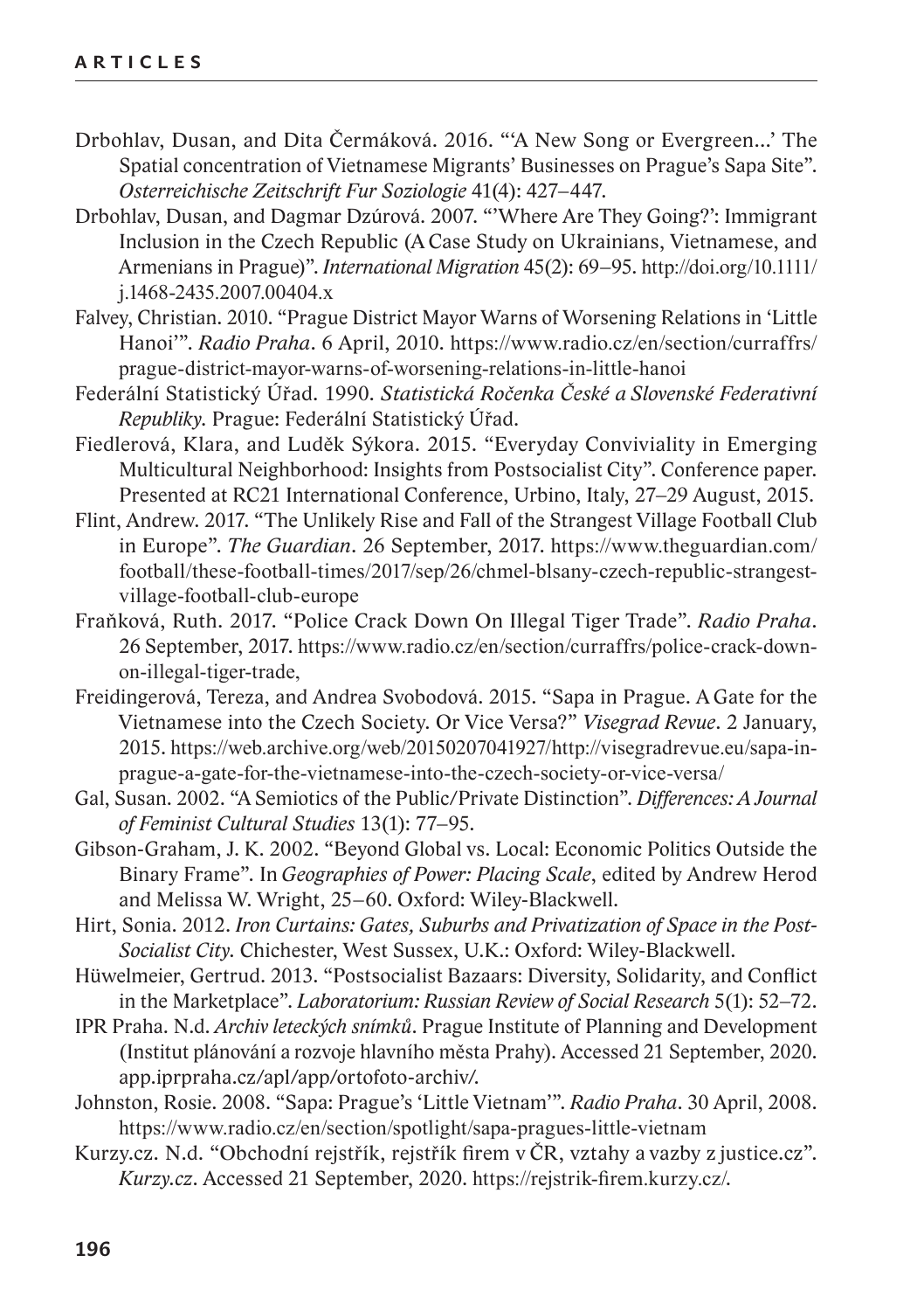Drbohlav, Dusan, and Dita Čermáková. 2016. "'A New Song or Evergreen...' The Spatial concentration of Vietnamese Migrants' Businesses on Prague's Sapa Site". *Osterreichische Zeitschrift Fur Soziologie* 41(4): 427–447.

Drbohlav, Dusan, and Dagmar Dzúrová. 2007. "'Where Are They Going?': Immigrant Inclusion in the Czech Republic (A Case Study on Ukrainians, Vietnamese, and Armenians in Prague)". *International Migration* 45(2): 69–95. http://doi.org/10.1111/j.1468-2435.2007.00404.x

Falvey, Christian. 2010. "Prague District Mayor Warns of Worsening Relations in 'Little Hanoi'". *Radio Praha*. 6 April, 2010. https://www.radio.cz/en/section/curraffrs/prague-district-mayor-warns-of-worsening-relations-in-little-hanoi

Federální Statistický Úřad. 1990. *Statistická Ročenka České a Slovenské Federativní Republiky*. Prague: Federální Statistický Úřad.

Fiedlerová, Klara, and Luděk Sýkora. 2015. "Everyday Conviviality in Emerging Multicultural Neighborhood: Insights from Postsocialist City". Conference paper. Presented at RC21 International Conference, Urbino, Italy, 27–29 August, 2015.

Flint, Andrew. 2017. "The Unlikely Rise and Fall of the Strangest Village Football Club in Europe". *The Guardian*. 26 September, 2017. https://www.theguardian.com/football/these-football-times/2017/sep/26/chmel-blsany-czech-republic-strangest-village-football-club-europe

Fraňková, Ruth. 2017. "Police Crack Down On Illegal Tiger Trade". *Radio Praha*. 26 September, 2017. https://www.radio.cz/en/section/curraffrs/police-crack-down-on-illegal-tiger-trade,

Freidingerová, Tereza, and Andrea Svobodová. 2015. "Sapa in Prague. A Gate for the Vietnamese into the Czech Society. Or Vice Versa?" *Visegrad Revue*. 2 January, 2015. https://web.archive.org/web/20150207041927/http://visegradrevue.eu/sapa-in-prague-a-gate-for-the-vietnamese-into-the-czech-society-or-vice-versa/

Gal, Susan. 2002. "A Semiotics of the Public/Private Distinction". *Differences: A Journal of Feminist Cultural Studies* 13(1): 77–95.

Gibson-Graham, J. K. 2002. "Beyond Global vs. Local: Economic Politics Outside the Binary Frame". In *Geographies of Power: Placing Scale*, edited by Andrew Herod and Melissa W. Wright, 25–60. Oxford: Wiley-Blackwell.

Hirt, Sonia. 2012. *Iron Curtains: Gates, Suburbs and Privatization of Space in the Post-Socialist City.* Chichester, West Sussex, U.K.: Oxford: Wiley-Blackwell.

Hüwelmeier, Gertrud. 2013. "Postsocialist Bazaars: Diversity, Solidarity, and Conflict in the Marketplace". *Laboratorium: Russian Review of Social Research* 5(1): 52–72.

IPR Praha. N.d. *Archiv leteckých snímků*. Prague Institute of Planning and Development (Institut plánování a rozvoje hlavního města Prahy). Accessed 21 September, 2020. app.iprpraha.cz/apl/app/ortofoto-archiv/.

Johnston, Rosie. 2008. "Sapa: Prague's 'Little Vietnam'". *Radio Praha*. 30 April, 2008. https://www.radio.cz/en/section/spotlight/sapa-pragues-little-vietnam

Kurzy.cz. N.d. "Obchodní rejstřík, rejstřík firem v ČR, vztahy a vazby z justice.cz". *Kurzy.cz*. Accessed 21 September, 2020. https://rejstrik-firem.kurzy.cz/.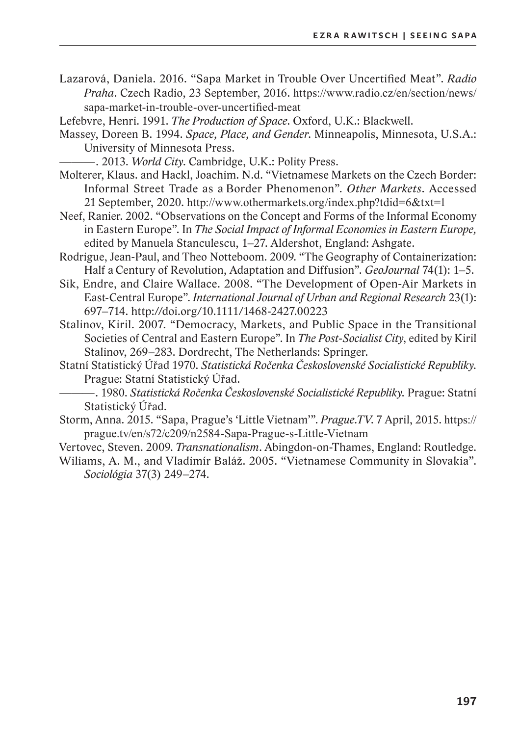Lazarová, Daniela. 2016. "Sapa Market in Trouble Over Uncertified Meat". *Radio Praha*. Czech Radio, 23 September, 2016. https://www.radio.cz/en/section/news/sapa-market-in-trouble-over-uncertified-meat

Lefebvre, Henri. 1991. *The Production of Space*. Oxford, U.K.: Blackwell.

Massey, Doreen B. 1994. *Space, Place, and Gender*. Minneapolis, Minnesota, U.S.A.: University of Minnesota Press.

———. 2013. *World City*. Cambridge, U.K.: Polity Press.

Molterer, Klaus. and Hackl, Joachim. N.d. "Vietnamese Markets on the Czech Border: Informal Street Trade as a Border Phenomenon". *Other Markets*. Accessed 21 September, 2020. http://www.othermarkets.org/index.php?tdid=6&txt=1

Neef, Ranier. 2002. "Observations on the Concept and Forms of the Informal Economy in Eastern Europe". In *The Social Impact of Informal Economies in Eastern Europe,* edited by Manuela Stanculescu, 1–27. Aldershot, England: Ashgate.

Rodrigue, Jean-Paul, and Theo Notteboom. 2009. "The Geography of Containerization: Half a Century of Revolution, Adaptation and Diffusion". *GeoJournal* 74(1): 1–5.

Sik, Endre, and Claire Wallace. 2008. "The Development of Open-Air Markets in East-Central Europe". *International Journal of Urban and Regional Research* 23(1): 697–714. http://doi.org/10.1111/1468-2427.00223

Stalinov, Kiril. 2007. "Democracy, Markets, and Public Space in the Transitional Societies of Central and Eastern Europe". In *The Post-Socialist City*, edited by Kiril Stalinov, 269–283. Dordrecht, The Netherlands: Springer.

Statní Statistický Úřad 1970. *Statistická Ročenka Československé Socialistické Republiky*. Prague: Statní Statistický Úřad.

———. 1980. *Statistická Ročenka Československé Socialistické Republiky*. Prague: Statní Statistický Úřad.

Storm, Anna. 2015. "Sapa, Prague's 'Little Vietnam'". *Prague.TV*. 7 April, 2015. https://prague.tv/en/s72/c209/n2584-Sapa-Prague-s-Little-Vietnam

Vertovec, Steven. 2009. *Transnationalism*. Abingdon-on-Thames, England: Routledge.

Wiliams, A. M., and Vladimír Baláž. 2005. "Vietnamese Community in Slovakia". *Sociológia* 37(3) 249–274.